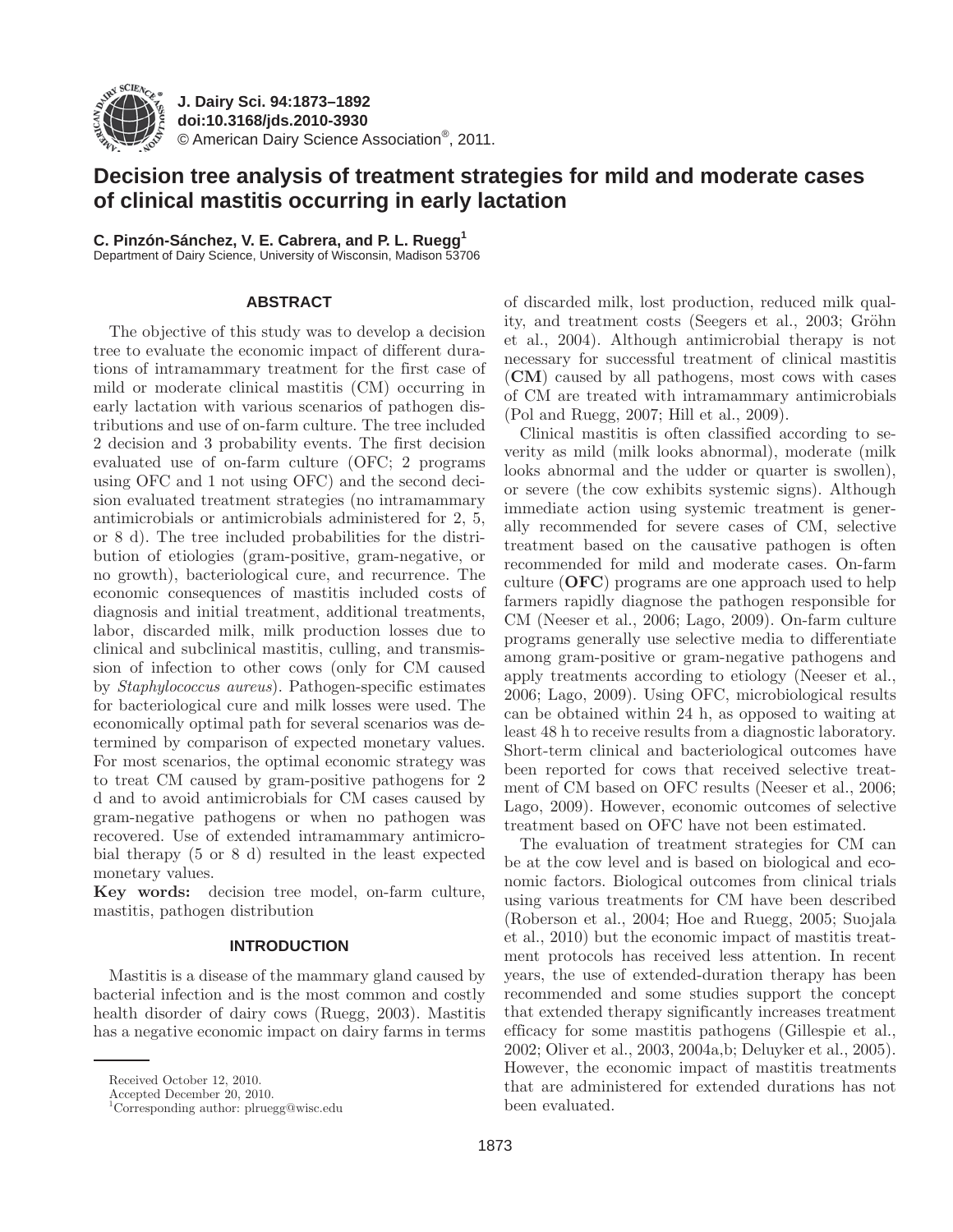# Decision tree analysis of treatment strategies for mild and moderate cases of clinical mastitis occurring in early lactation

**C. Pinzón-Sánchez, V. E. Cabrera, and P. L. Ruegg[1]**
Department of Dairy Science, University of Wisconsin, Madison 53706

## ABSTRACT

The objective of this study was to develop a decision tree to evaluate the economic impact of different durations of intramammary treatment for the first case of mild or moderate clinical mastitis (CM) occurring in early lactation with various scenarios of pathogen distributions and use of on-farm culture. The tree included 2 decision and 3 probability events. The first decision evaluated use of on-farm culture (OFC; 2 programs using OFC and 1 not using OFC) and the second decision evaluated treatment strategies (no intramammary antimicrobials or antimicrobials administered for 2, 5, or 8 d). The tree included probabilities for the distribution of etiologies (gram-positive, gram-negative, or no growth), bacteriological cure, and recurrence. The economic consequences of mastitis included costs of diagnosis and initial treatment, additional treatments, labor, discarded milk, milk production losses due to clinical and subclinical mastitis, culling, and transmission of infection to other cows (only for CM caused by *Staphylococcus aureus*). Pathogen-specific estimates for bacteriological cure and milk losses were used. The economically optimal path for several scenarios was determined by comparison of expected monetary values. For most scenarios, the optimal economic strategy was to treat CM caused by gram-positive pathogens for 2 d and to avoid antimicrobials for CM cases caused by gram-negative pathogens or when no pathogen was recovered. Use of extended intramammary antimicrobial therapy (5 or 8 d) resulted in the least expected monetary values.

**Key words:** decision tree model, on-farm culture, mastitis, pathogen distribution

## INTRODUCTION

Mastitis is a disease of the mammary gland caused by bacterial infection and is the most common and costly health disorder of dairy cows (Ruegg, 2003). Mastitis has a negative economic impact on dairy farms in terms of discarded milk, lost production, reduced milk quality, and treatment costs (Seegers et al., 2003; Gröhn et al., 2004). Although antimicrobial therapy is not necessary for successful treatment of clinical mastitis (**CM**) caused by all pathogens, most cows with cases of CM are treated with intramammary antimicrobials (Pol and Ruegg, 2007; Hill et al., 2009).

Clinical mastitis is often classified according to severity as mild (milk looks abnormal), moderate (milk looks abnormal and the udder or quarter is swollen), or severe (the cow exhibits systemic signs). Although immediate action using systemic treatment is generally recommended for severe cases of CM, selective treatment based on the causative pathogen is often recommended for mild and moderate cases. On-farm culture (**OFC**) programs are one approach used to help farmers rapidly diagnose the pathogen responsible for CM (Neeser et al., 2006; Lago, 2009). On-farm culture programs generally use selective media to differentiate among gram-positive or gram-negative pathogens and apply treatments according to etiology (Neeser et al., 2006; Lago, 2009). Using OFC, microbiological results can be obtained within 24 h, as opposed to waiting at least 48 h to receive results from a diagnostic laboratory. Short-term clinical and bacteriological outcomes have been reported for cows that received selective treatment of CM based on OFC results (Neeser et al., 2006; Lago, 2009). However, economic outcomes of selective treatment based on OFC have not been estimated.

The evaluation of treatment strategies for CM can be at the cow level and is based on biological and economic factors. Biological outcomes from clinical trials using various treatments for CM have been described (Roberson et al., 2004; Hoe and Ruegg, 2005; Suojala et al., 2010) but the economic impact of mastitis treatment protocols has received less attention. In recent years, the use of extended-duration therapy has been recommended and some studies support the concept that extended therapy significantly increases treatment efficacy for some mastitis pathogens (Gillespie et al., 2002; Oliver et al., 2003, 2004a,b; Deluyker et al., 2005). However, the economic impact of mastitis treatments that are administered for extended durations has not been evaluated.

Received October 12, 2010.
Accepted December 20, 2010.
[1]Corresponding author: plruegg@wisc.edu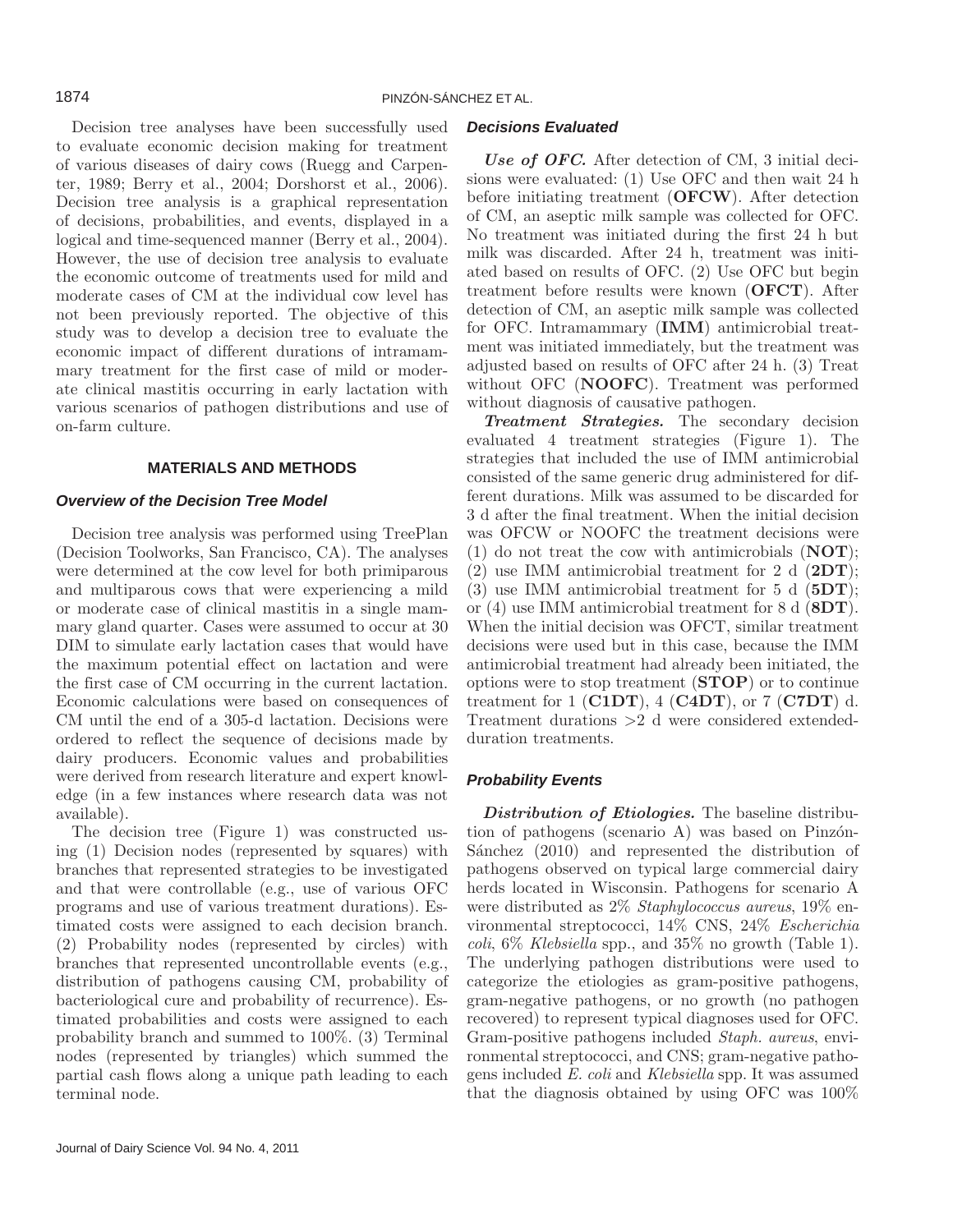Decision tree analyses have been successfully used to evaluate economic decision making for treatment of various diseases of dairy cows (Ruegg and Carpenter, 1989; Berry et al., 2004; Dorshorst et al., 2006). Decision tree analysis is a graphical representation of decisions, probabilities, and events, displayed in a logical and time-sequenced manner (Berry et al., 2004). However, the use of decision tree analysis to evaluate the economic outcome of treatments used for mild and moderate cases of CM at the individual cow level has not been previously reported. The objective of this study was to develop a decision tree to evaluate the economic impact of different durations of intramammary treatment for the first case of mild or moderate clinical mastitis occurring in early lactation with various scenarios of pathogen distributions and use of on-farm culture.

## MATERIALS AND METHODS

### Overview of the Decision Tree Model

Decision tree analysis was performed using TreePlan (Decision Toolworks, San Francisco, CA). The analyses were determined at the cow level for both primiparous and multiparous cows that were experiencing a mild or moderate case of clinical mastitis in a single mammary gland quarter. Cases were assumed to occur at 30 DIM to simulate early lactation cases that would have the maximum potential effect on lactation and were the first case of CM occurring in the current lactation. Economic calculations were based on consequences of CM until the end of a 305-d lactation. Decisions were ordered to reflect the sequence of decisions made by dairy producers. Economic values and probabilities were derived from research literature and expert knowledge (in a few instances where research data was not available).

The decision tree (Figure 1) was constructed using (1) Decision nodes (represented by squares) with branches that represented strategies to be investigated and that were controllable (e.g., use of various OFC programs and use of various treatment durations). Estimated costs were assigned to each decision branch. (2) Probability nodes (represented by circles) with branches that represented uncontrollable events (e.g., distribution of pathogens causing CM, probability of bacteriological cure and probability of recurrence). Estimated probabilities and costs were assigned to each probability branch and summed to 100%. (3) Terminal nodes (represented by triangles) which summed the partial cash flows along a unique path leading to each terminal node.

### Decisions Evaluated

***Use of OFC.*** After detection of CM, 3 initial decisions were evaluated: (1) Use OFC and then wait 24 h before initiating treatment (**OFCW**). After detection of CM, an aseptic milk sample was collected for OFC. No treatment was initiated during the first 24 h but milk was discarded. After 24 h, treatment was initiated based on results of OFC. (2) Use OFC but begin treatment before results were known (**OFCT**). After detection of CM, an aseptic milk sample was collected for OFC. Intramammary (**IMM**) antimicrobial treatment was initiated immediately, but the treatment was adjusted based on results of OFC after 24 h. (3) Treat without OFC (**NOOFC**). Treatment was performed without diagnosis of causative pathogen.

***Treatment Strategies.*** The secondary decision evaluated 4 treatment strategies (Figure 1). The strategies that included the use of IMM antimicrobial consisted of the same generic drug administered for different durations. Milk was assumed to be discarded for 3 d after the final treatment. When the initial decision was OFCW or NOOFC the treatment decisions were (1) do not treat the cow with antimicrobials (**NOT**); (2) use IMM antimicrobial treatment for 2 d (**2DT**); (3) use IMM antimicrobial treatment for 5 d (**5DT**); or (4) use IMM antimicrobial treatment for 8 d (**8DT**). When the initial decision was OFCT, similar treatment decisions were used but in this case, because the IMM antimicrobial treatment had already been initiated, the options were to stop treatment (**STOP**) or to continue treatment for 1 (**C1DT**), 4 (**C4DT**), or 7 (**C7DT**) d. Treatment durations >2 d were considered extended-duration treatments.

### Probability Events

***Distribution of Etiologies.*** The baseline distribution of pathogens (scenario A) was based on Pinzón-Sánchez (2010) and represented the distribution of pathogens observed on typical large commercial dairy herds located in Wisconsin. Pathogens for scenario A were distributed as 2% *Staphylococcus aureus*, 19% environmental streptococci, 14% CNS, 24% *Escherichia coli*, 6% *Klebsiella* spp., and 35% no growth (Table 1). The underlying pathogen distributions were used to categorize the etiologies as gram-positive pathogens, gram-negative pathogens, or no growth (no pathogen recovered) to represent typical diagnoses used for OFC. Gram-positive pathogens included *Staph. aureus*, environmental streptococci, and CNS; gram-negative pathogens included *E. coli* and *Klebsiella* spp. It was assumed that the diagnosis obtained by using OFC was 100%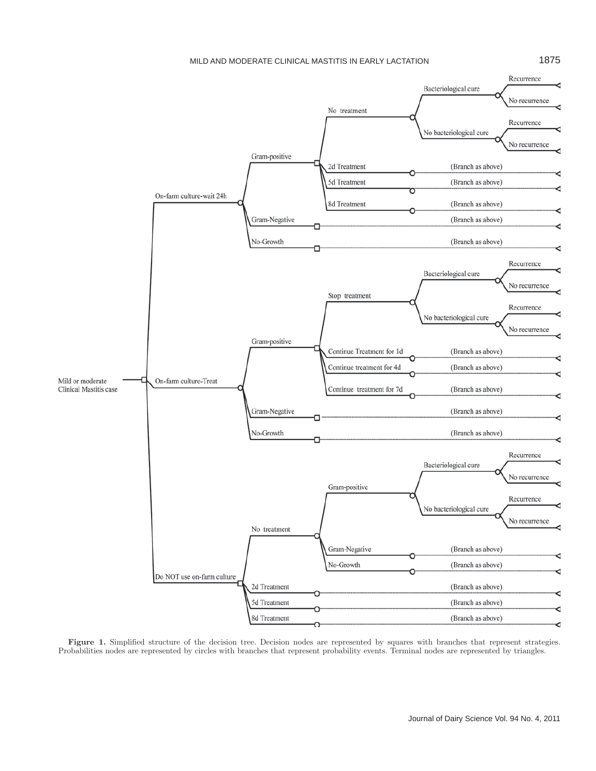- Mild or moderate Clinical Mastitis case
  - On-farm culture-wait 24h
    - Gram-positive
      - No treatment
        - Bacteriological cure
          - Recurrence
          - No recurrence
        - No bacteriological cure
          - Recurrence
          - No recurrence
      - 2d Treatment (Branch as above)
      - 5d Treatment (Branch as above)
      - 8d Treatment (Branch as above)
    - Gram-Negative (Branch as above)
    - No-Growth (Branch as above)
  - On-farm culture-Treat
    - Gram-positive
      - Stop treatment
        - Bacteriological cure
          - Recurrence
          - No recurrence
        - No bacteriological cure
          - Recurrence
          - No recurrence
      - Continue Treatment for 1d (Branch as above)
      - Continue treatment for 4d (Branch as above)
      - Continue treatment for 7d (Branch as above)
    - Gram-Negative (Branch as above)
    - No-Growth (Branch as above)
  - Do NOT use on-farm culture
    - No treatment
      - Gram-positive
        - Bacteriological cure
          - Recurrence
          - No recurrence
        - No bacteriological cure
          - Recurrence
          - No recurrence
      - Gram-Negative (Branch as above)
      - No-Growth (Branch as above)
    - 2d Treatment (Branch as above)
    - 5d Treatment (Branch as above)
    - 8d Treatment (Branch as above)

**Figure 1.** Simplified structure of the decision tree. Decision nodes are represented by squares with branches that represent strategies. Probabilities nodes are represented by circles with branches that represent probability events. Terminal nodes are represented by triangles.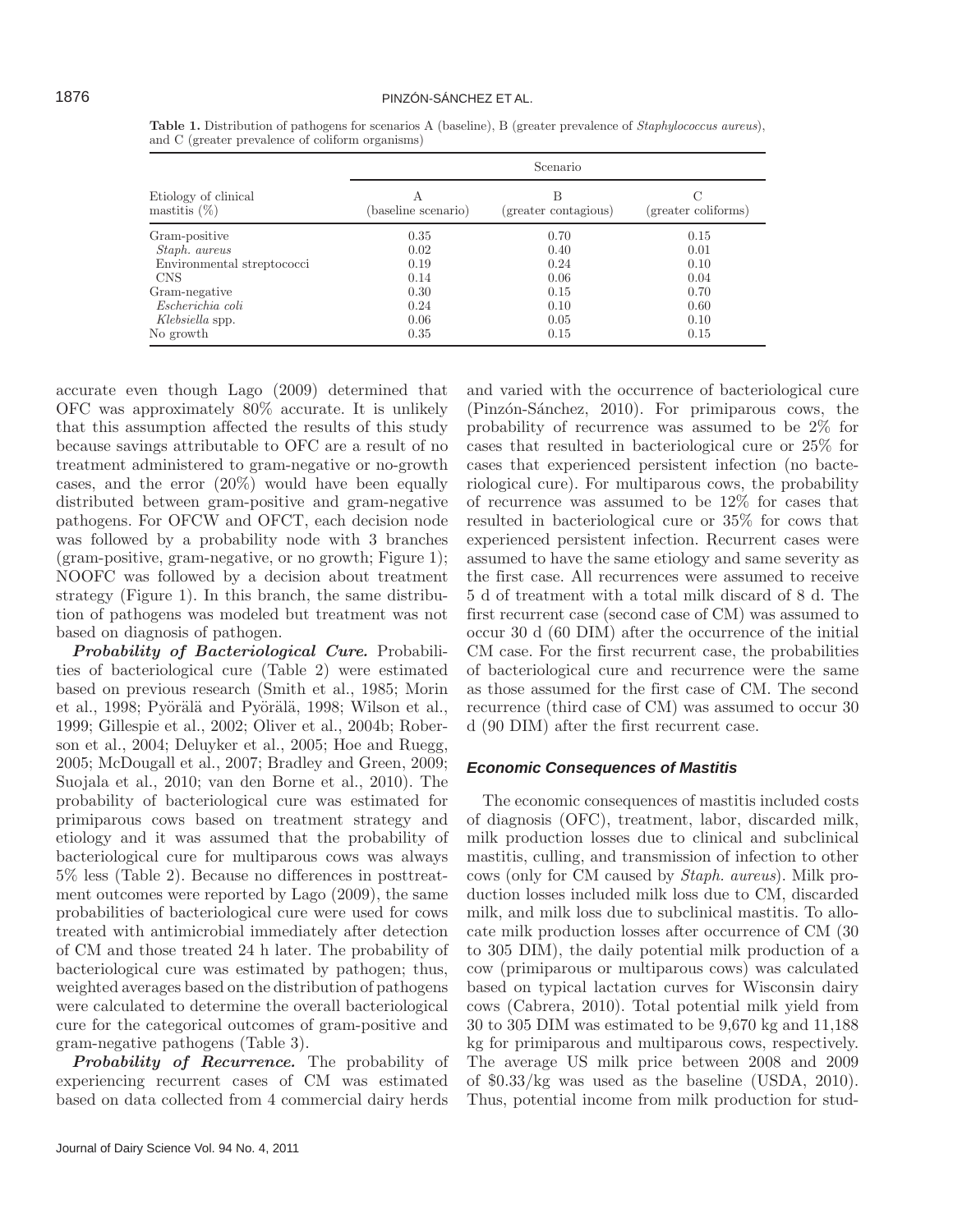**Table 1.** Distribution of pathogens for scenarios A (baseline), B (greater prevalence of *Staphylococcus aureus*), and C (greater prevalence of coliform organisms)

| Etiology of clinical mastitis (%) | Scenario | | |
|---|---|---|---|
| | A (baseline scenario) | B (greater contagious) | C (greater coliforms) |
| Gram-positive | 0.35 | 0.70 | 0.15 |
| *Staph. aureus* | 0.02 | 0.40 | 0.01 |
| Environmental streptococci | 0.19 | 0.24 | 0.10 |
| CNS | 0.14 | 0.06 | 0.04 |
| Gram-negative | 0.30 | 0.15 | 0.70 |
| *Escherichia coli* | 0.24 | 0.10 | 0.60 |
| *Klebsiella* spp. | 0.06 | 0.05 | 0.10 |
| No growth | 0.35 | 0.15 | 0.15 |

accurate even though Lago (2009) determined that OFC was approximately 80% accurate. It is unlikely that this assumption affected the results of this study because savings attributable to OFC are a result of no treatment administered to gram-negative or no-growth cases, and the error (20%) would have been equally distributed between gram-positive and gram-negative pathogens. For OFCW and OFCT, each decision node was followed by a probability node with 3 branches (gram-positive, gram-negative, or no growth; Figure 1); NOOFC was followed by a decision about treatment strategy (Figure 1). In this branch, the same distribution of pathogens was modeled but treatment was not based on diagnosis of pathogen.

***Probability of Bacteriological Cure.*** Probabilities of bacteriological cure (Table 2) were estimated based on previous research (Smith et al., 1985; Morin et al., 1998; Pyörälä and Pyörälä, 1998; Wilson et al., 1999; Gillespie et al., 2002; Oliver et al., 2004b; Roberson et al., 2004; Deluyker et al., 2005; Hoe and Ruegg, 2005; McDougall et al., 2007; Bradley and Green, 2009; Suojala et al., 2010; van den Borne et al., 2010). The probability of bacteriological cure was estimated for primiparous cows based on treatment strategy and etiology and it was assumed that the probability of bacteriological cure for multiparous cows was always 5% less (Table 2). Because no differences in posttreatment outcomes were reported by Lago (2009), the same probabilities of bacteriological cure were used for cows treated with antimicrobial immediately after detection of CM and those treated 24 h later. The probability of bacteriological cure was estimated by pathogen; thus, weighted averages based on the distribution of pathogens were calculated to determine the overall bacteriological cure for the categorical outcomes of gram-positive and gram-negative pathogens (Table 3).

***Probability of Recurrence.*** The probability of experiencing recurrent cases of CM was estimated based on data collected from 4 commercial dairy herds and varied with the occurrence of bacteriological cure (Pinzón-Sánchez, 2010). For primiparous cows, the probability of recurrence was assumed to be 2% for cases that resulted in bacteriological cure or 25% for cases that experienced persistent infection (no bacteriological cure). For multiparous cows, the probability of recurrence was assumed to be 12% for cases that resulted in bacteriological cure or 35% for cows that experienced persistent infection. Recurrent cases were assumed to have the same etiology and same severity as the first case. All recurrences were assumed to receive 5 d of treatment with a total milk discard of 8 d. The first recurrent case (second case of CM) was assumed to occur 30 d (60 DIM) after the occurrence of the initial CM case. For the first recurrent case, the probabilities of bacteriological cure and recurrence were the same as those assumed for the first case of CM. The second recurrence (third case of CM) was assumed to occur 30 d (90 DIM) after the first recurrent case.

### Economic Consequences of Mastitis

The economic consequences of mastitis included costs of diagnosis (OFC), treatment, labor, discarded milk, milk production losses due to clinical and subclinical mastitis, culling, and transmission of infection to other cows (only for CM caused by *Staph. aureus*). Milk production losses included milk loss due to CM, discarded milk, and milk loss due to subclinical mastitis. To allocate milk production losses after occurrence of CM (30 to 305 DIM), the daily potential milk production of a cow (primiparous or multiparous cows) was calculated based on typical lactation curves for Wisconsin dairy cows (Cabrera, 2010). Total potential milk yield from 30 to 305 DIM was estimated to be 9,670 kg and 11,188 kg for primiparous and multiparous cows, respectively. The average US milk price between 2008 and 2009 of \$0.33/kg was used as the baseline (USDA, 2010). Thus, potential income from milk production for stud-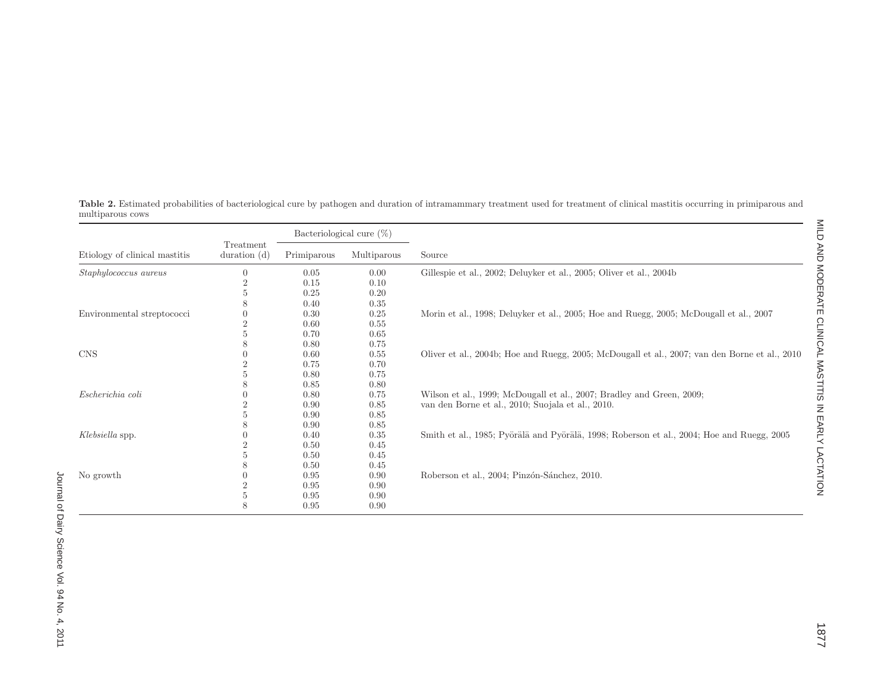**Table 2.** Estimated probabilities of bacteriological cure by pathogen and duration of intramammary treatment used for treatment of clinical mastitis occurring in primiparous and multiparous cows

| Etiology of clinical mastitis | Treatment duration (d) | Bacteriological cure (%) | | Source |
|---|---|---|---|---|
| | | Primiparous | Multiparous | |
| *Staphylococcus aureus* | 0 | 0.05 | 0.00 | Gillespie et al., 2002; Deluyker et al., 2005; Oliver et al., 2004b |
| | 2 | 0.15 | 0.10 | |
| | 5 | 0.25 | 0.20 | |
| | 8 | 0.40 | 0.35 | |
| Environmental streptococci | 0 | 0.30 | 0.25 | Morin et al., 1998; Deluyker et al., 2005; Hoe and Ruegg, 2005; McDougall et al., 2007 |
| | 2 | 0.60 | 0.55 | |
| | 5 | 0.70 | 0.65 | |
| | 8 | 0.80 | 0.75 | |
| CNS | 0 | 0.60 | 0.55 | Oliver et al., 2004b; Hoe and Ruegg, 2005; McDougall et al., 2007; van den Borne et al., 2010 |
| | 2 | 0.75 | 0.70 | |
| | 5 | 0.80 | 0.75 | |
| | 8 | 0.85 | 0.80 | |
| *Escherichia coli* | 0 | 0.80 | 0.75 | Wilson et al., 1999; McDougall et al., 2007; Bradley and Green, 2009; van den Borne et al., 2010; Suojala et al., 2010. |
| | 2 | 0.90 | 0.85 | |
| | 5 | 0.90 | 0.85 | |
| | 8 | 0.90 | 0.85 | |
| *Klebsiella* spp. | 0 | 0.40 | 0.35 | Smith et al., 1985; Pyörälä and Pyörälä, 1998; Roberson et al., 2004; Hoe and Ruegg, 2005 |
| | 2 | 0.50 | 0.45 | |
| | 5 | 0.50 | 0.45 | |
| | 8 | 0.50 | 0.45 | |
| No growth | 0 | 0.95 | 0.90 | Roberson et al., 2004; Pinzón-Sánchez, 2010. |
| | 2 | 0.95 | 0.90 | |
| | 5 | 0.95 | 0.90 | |
| | 8 | 0.95 | 0.90 | |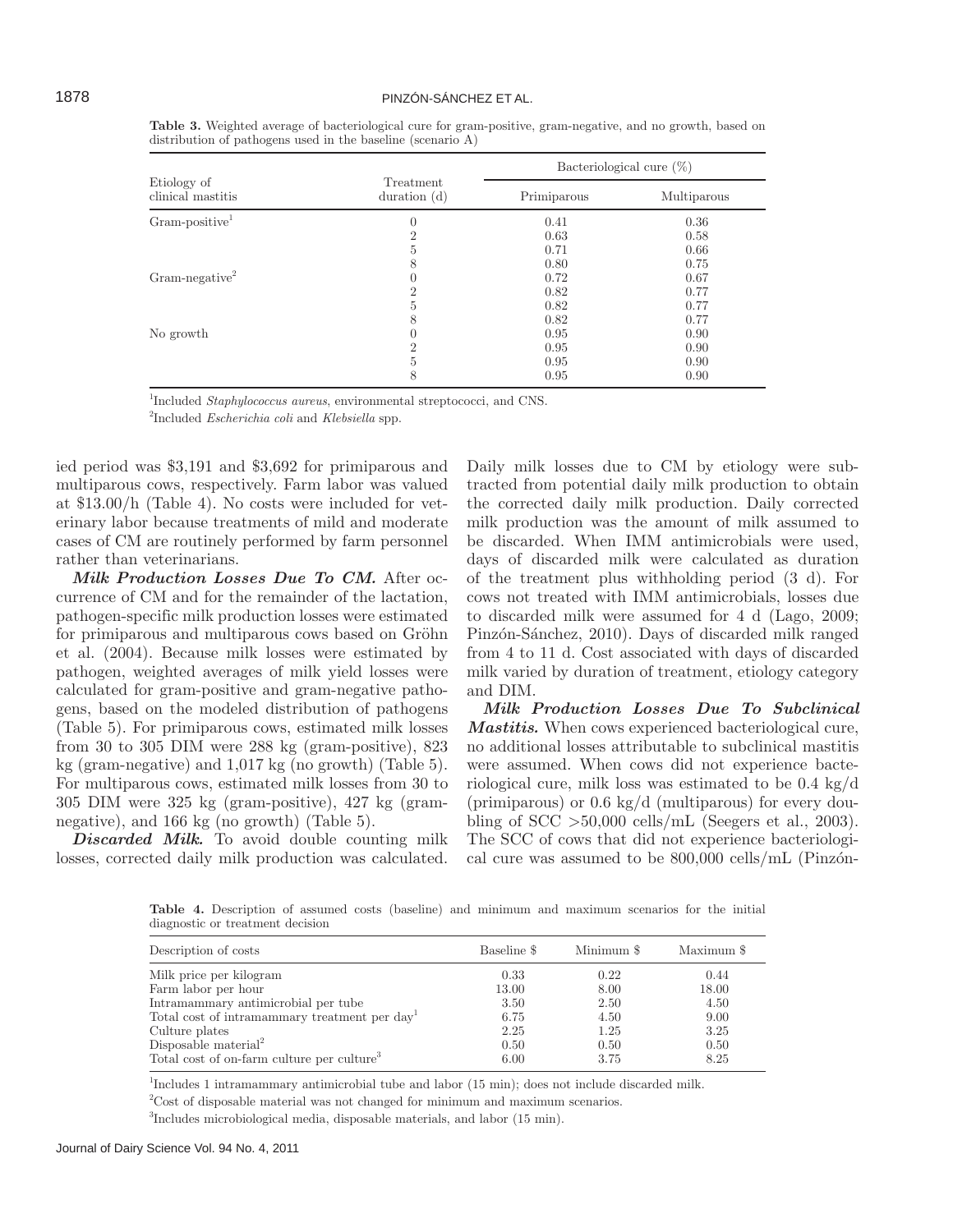**Table 3.** Weighted average of bacteriological cure for gram-positive, gram-negative, and no growth, based on distribution of pathogens used in the baseline (scenario A)

| Etiology of clinical mastitis | Treatment duration (d) | Bacteriological cure (%) | |
|---|---|---|---|
| | | Primiparous | Multiparous |
| Gram-positive[1] | 0 | 0.41 | 0.36 |
| | 2 | 0.63 | 0.58 |
| | 5 | 0.71 | 0.66 |
| | 8 | 0.80 | 0.75 |
| Gram-negative[2] | 0 | 0.72 | 0.67 |
| | 2 | 0.82 | 0.77 |
| | 5 | 0.82 | 0.77 |
| | 8 | 0.82 | 0.77 |
| No growth | 0 | 0.95 | 0.90 |
| | 2 | 0.95 | 0.90 |
| | 5 | 0.95 | 0.90 |
| | 8 | 0.95 | 0.90 |

[1]Included *Staphylococcus aureus*, environmental streptococci, and CNS.

[2]Included *Escherichia coli* and *Klebsiella* spp.

ied period was $3,191 and $3,692 for primiparous and multiparous cows, respectively. Farm labor was valued at $13.00/h (Table 4). No costs were included for veterinary labor because treatments of mild and moderate cases of CM are routinely performed by farm personnel rather than veterinarians.

***Milk Production Losses Due To CM.*** After occurrence of CM and for the remainder of the lactation, pathogen-specific milk production losses were estimated for primiparous and multiparous cows based on Gröhn et al. (2004). Because milk losses were estimated by pathogen, weighted averages of milk yield losses were calculated for gram-positive and gram-negative pathogens, based on the modeled distribution of pathogens (Table 5). For primiparous cows, estimated milk losses from 30 to 305 DIM were 288 kg (gram-positive), 823 kg (gram-negative) and 1,017 kg (no growth) (Table 5). For multiparous cows, estimated milk losses from 30 to 305 DIM were 325 kg (gram-positive), 427 kg (gram-negative), and 166 kg (no growth) (Table 5).

***Discarded Milk.*** To avoid double counting milk losses, corrected daily milk production was calculated. Daily milk losses due to CM by etiology were subtracted from potential daily milk production to obtain the corrected daily milk production. Daily corrected milk production was the amount of milk assumed to be discarded. When IMM antimicrobials were used, days of discarded milk were calculated as duration of the treatment plus withholding period (3 d). For cows not treated with IMM antimicrobials, losses due to discarded milk were assumed for 4 d (Lago, 2009; Pinzón-Sánchez, 2010). Days of discarded milk ranged from 4 to 11 d. Cost associated with days of discarded milk varied by duration of treatment, etiology category and DIM.

***Milk Production Losses Due To Subclinical Mastitis.*** When cows experienced bacteriological cure, no additional losses attributable to subclinical mastitis were assumed. When cows did not experience bacteriological cure, milk loss was estimated to be 0.4 kg/d (primiparous) or 0.6 kg/d (multiparous) for every doubling of SCC >50,000 cells/mL (Seegers et al., 2003). The SCC of cows that did not experience bacteriological cure was assumed to be 800,000 cells/mL (Pinzón-

**Table 4.** Description of assumed costs (baseline) and minimum and maximum scenarios for the initial diagnostic or treatment decision

| Description of costs | Baseline $ | Minimum $ | Maximum $ |
|---|---|---|---|
| Milk price per kilogram | 0.33 | 0.22 | 0.44 |
| Farm labor per hour | 13.00 | 8.00 | 18.00 |
| Intramammary antimicrobial per tube | 3.50 | 2.50 | 4.50 |
| Total cost of intramammary treatment per day[1] | 6.75 | 4.50 | 9.00 |
| Culture plates | 2.25 | 1.25 | 3.25 |
| Disposable material[2] | 0.50 | 0.50 | 0.50 |
| Total cost of on-farm culture per culture[3] | 6.00 | 3.75 | 8.25 |

[1]Includes 1 intramammary antimicrobial tube and labor (15 min); does not include discarded milk.

[2]Cost of disposable material was not changed for minimum and maximum scenarios.

[3]Includes microbiological media, disposable materials, and labor (15 min).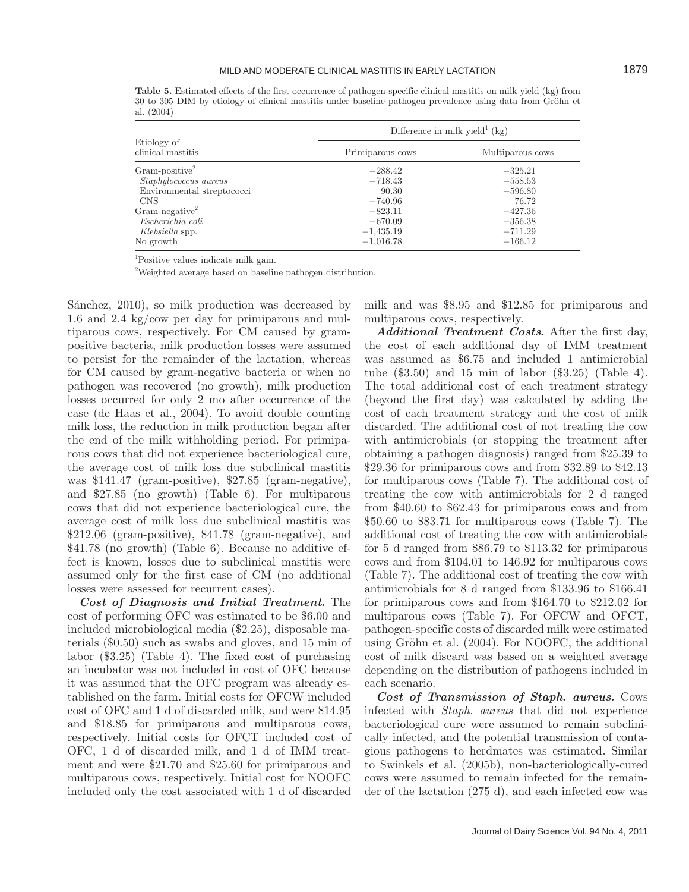**Table 5.** Estimated effects of the first occurrence of pathogen-specific clinical mastitis on milk yield (kg) from 30 to 305 DIM by etiology of clinical mastitis under baseline pathogen prevalence using data from Gröhn et al. (2004)

| Etiology of clinical mastitis | Difference in milk yield[1] (kg) | |
|---|---|---|
| | Primiparous cows | Multiparous cows |
| Gram-positive[2] | −288.42 | −325.21 |
| *Staphylococcus aureus* | −718.43 | −558.53 |
| Environmental streptococci | 90.30 | −596.80 |
| CNS | −740.96 | 76.72 |
| Gram-negative[2] | −823.11 | −427.36 |
| *Escherichia coli* | −670.09 | −356.38 |
| *Klebsiella* spp. | −1,435.19 | −711.29 |
| No growth | −1,016.78 | −166.12 |

[1]Positive values indicate milk gain.

[2]Weighted average based on baseline pathogen distribution.

Sánchez, 2010), so milk production was decreased by 1.6 and 2.4 kg/cow per day for primiparous and multiparous cows, respectively. For CM caused by gram-positive bacteria, milk production losses were assumed to persist for the remainder of the lactation, whereas for CM caused by gram-negative bacteria or when no pathogen was recovered (no growth), milk production losses occurred for only 2 mo after occurrence of the case (de Haas et al., 2004). To avoid double counting milk loss, the reduction in milk production began after the end of the milk withholding period. For primiparous cows that did not experience bacteriological cure, the average cost of milk loss due subclinical mastitis was \$141.47 (gram-positive), \$27.85 (gram-negative), and \$27.85 (no growth) (Table 6). For multiparous cows that did not experience bacteriological cure, the average cost of milk loss due subclinical mastitis was \$212.06 (gram-positive), \$41.78 (gram-negative), and \$41.78 (no growth) (Table 6). Because no additive effect is known, losses due to subclinical mastitis were assumed only for the first case of CM (no additional losses were assessed for recurrent cases).

***Cost of Diagnosis and Initial Treatment.*** The cost of performing OFC was estimated to be \$6.00 and included microbiological media (\$2.25), disposable materials (\$0.50) such as swabs and gloves, and 15 min of labor (\$3.25) (Table 4). The fixed cost of purchasing an incubator was not included in cost of OFC because it was assumed that the OFC program was already established on the farm. Initial costs for OFCW included cost of OFC and 1 d of discarded milk, and were \$14.95 and \$18.85 for primiparous and multiparous cows, respectively. Initial costs for OFCT included cost of OFC, 1 d of discarded milk, and 1 d of IMM treatment and were \$21.70 and \$25.60 for primiparous and multiparous cows, respectively. Initial cost for NOOFC included only the cost associated with 1 d of discarded milk and was \$8.95 and \$12.85 for primiparous and multiparous cows, respectively.

***Additional Treatment Costs.*** After the first day, the cost of each additional day of IMM treatment was assumed as \$6.75 and included 1 antimicrobial tube (\$3.50) and 15 min of labor (\$3.25) (Table 4). The total additional cost of each treatment strategy (beyond the first day) was calculated by adding the cost of each treatment strategy and the cost of milk discarded. The additional cost of not treating the cow with antimicrobials (or stopping the treatment after obtaining a pathogen diagnosis) ranged from \$25.39 to \$29.36 for primiparous cows and from \$32.89 to \$42.13 for multiparous cows (Table 7). The additional cost of treating the cow with antimicrobials for 2 d ranged from \$40.60 to \$62.43 for primiparous cows and from \$50.60 to \$83.71 for multiparous cows (Table 7). The additional cost of treating the cow with antimicrobials for 5 d ranged from \$86.79 to \$113.32 for primiparous cows and from \$104.01 to 146.92 for multiparous cows (Table 7). The additional cost of treating the cow with antimicrobials for 8 d ranged from \$133.96 to \$166.41 for primiparous cows and from \$164.70 to \$212.02 for multiparous cows (Table 7). For OFCW and OFCT, pathogen-specific costs of discarded milk were estimated using Gröhn et al. (2004). For NOOFC, the additional cost of milk discard was based on a weighted average depending on the distribution of pathogens included in each scenario.

***Cost of Transmission of Staph. aureus.*** Cows infected with *Staph. aureus* that did not experience bacteriological cure were assumed to remain subclinically infected, and the potential transmission of contagious pathogens to herdmates was estimated. Similar to Swinkels et al. (2005b), non-bacteriologically-cured cows were assumed to remain infected for the remainder of the lactation (275 d), and each infected cow was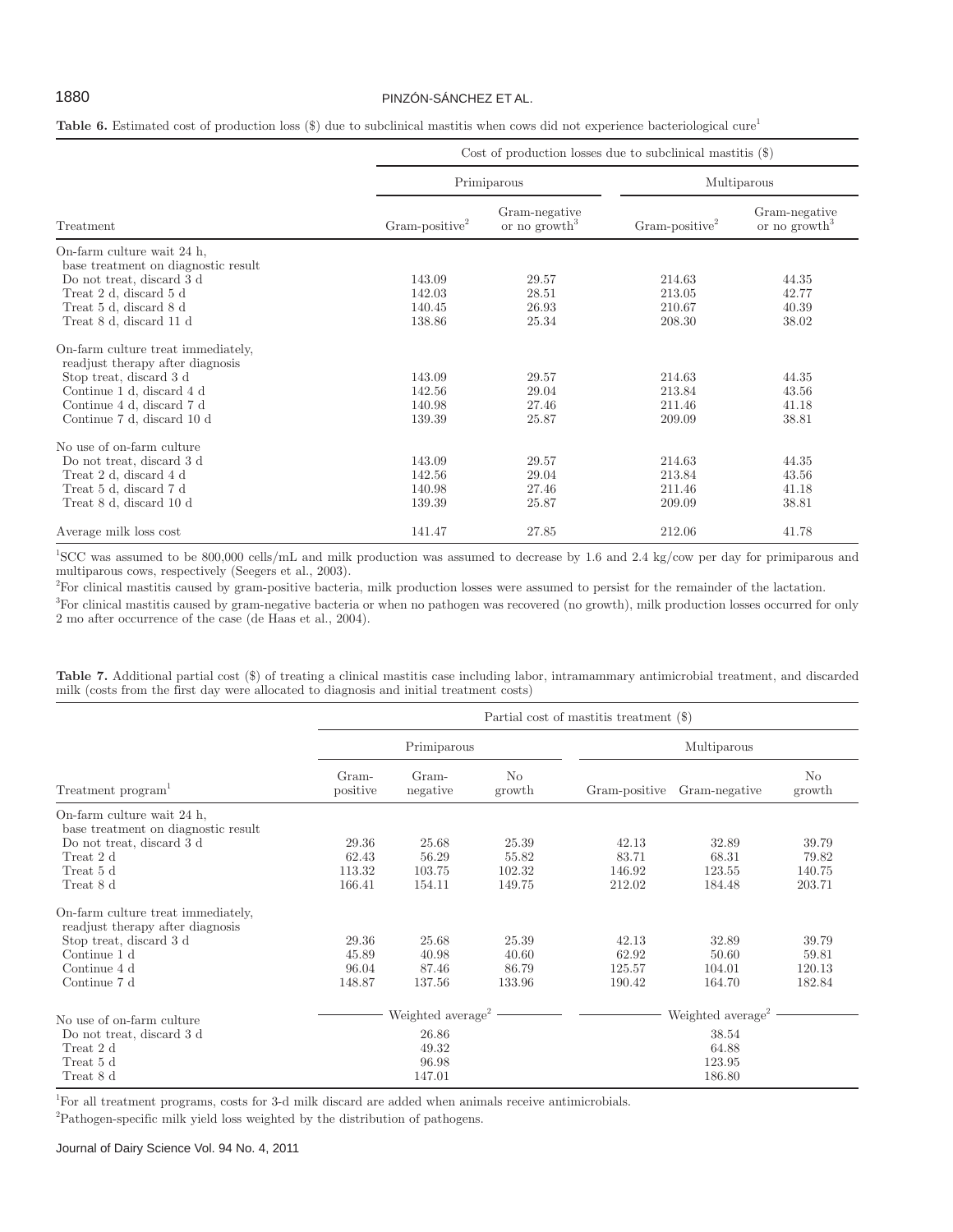**Table 6.** Estimated cost of production loss ($) due to subclinical mastitis when cows did not experience bacteriological cure[1]

| Treatment | Cost of production losses due to subclinical mastitis ($) | | | |
|---|---|---|---|---|
| | Primiparous | | Multiparous | |
| | Gram-positive[2] | Gram-negative or no growth[3] | Gram-positive[2] | Gram-negative or no growth[3] |
| On-farm culture wait 24 h, base treatment on diagnostic result | | | | |
| Do not treat, discard 3 d | 143.09 | 29.57 | 214.63 | 44.35 |
| Treat 2 d, discard 5 d | 142.03 | 28.51 | 213.05 | 42.77 |
| Treat 5 d, discard 8 d | 140.45 | 26.93 | 210.67 | 40.39 |
| Treat 8 d, discard 11 d | 138.86 | 25.34 | 208.30 | 38.02 |
| On-farm culture treat immediately, readjust therapy after diagnosis | | | | |
| Stop treat, discard 3 d | 143.09 | 29.57 | 214.63 | 44.35 |
| Continue 1 d, discard 4 d | 142.56 | 29.04 | 213.84 | 43.56 |
| Continue 4 d, discard 7 d | 140.98 | 27.46 | 211.46 | 41.18 |
| Continue 7 d, discard 10 d | 139.39 | 25.87 | 209.09 | 38.81 |
| No use of on-farm culture | | | | |
| Do not treat, discard 3 d | 143.09 | 29.57 | 214.63 | 44.35 |
| Treat 2 d, discard 4 d | 142.56 | 29.04 | 213.84 | 43.56 |
| Treat 5 d, discard 7 d | 140.98 | 27.46 | 211.46 | 41.18 |
| Treat 8 d, discard 10 d | 139.39 | 25.87 | 209.09 | 38.81 |
| Average milk loss cost | 141.47 | 27.85 | 212.06 | 41.78 |

[1]SCC was assumed to be 800,000 cells/mL and milk production was assumed to decrease by 1.6 and 2.4 kg/cow per day for primiparous and multiparous cows, respectively (Seegers et al., 2003).

[2]For clinical mastitis caused by gram-positive bacteria, milk production losses were assumed to persist for the remainder of the lactation.

[3]For clinical mastitis caused by gram-negative bacteria or when no pathogen was recovered (no growth), milk production losses occurred for only 2 mo after occurrence of the case (de Haas et al., 2004).

**Table 7.** Additional partial cost ($) of treating a clinical mastitis case including labor, intramammary antimicrobial treatment, and discarded milk (costs from the first day were allocated to diagnosis and initial treatment costs)

| Treatment program[1] | Partial cost of mastitis treatment ($) | | | | | |
|---|---|---|---|---|---|---|
| | Primiparous | | | Multiparous | | |
| | Gram-positive | Gram-negative | No growth | Gram-positive | Gram-negative | No growth |
| On-farm culture wait 24 h, base treatment on diagnostic result | | | | | | |
| Do not treat, discard 3 d | 29.36 | 25.68 | 25.39 | 42.13 | 32.89 | 39.79 |
| Treat 2 d | 62.43 | 56.29 | 55.82 | 83.71 | 68.31 | 79.82 |
| Treat 5 d | 113.32 | 103.75 | 102.32 | 146.92 | 123.55 | 140.75 |
| Treat 8 d | 166.41 | 154.11 | 149.75 | 212.02 | 184.48 | 203.71 |
| On-farm culture treat immediately, readjust therapy after diagnosis | | | | | | |
| Stop treat, discard 3 d | 29.36 | 25.68 | 25.39 | 42.13 | 32.89 | 39.79 |
| Continue 1 d | 45.89 | 40.98 | 40.60 | 62.92 | 50.60 | 59.81 |
| Continue 4 d | 96.04 | 87.46 | 86.79 | 125.57 | 104.01 | 120.13 |
| Continue 7 d | 148.87 | 137.56 | 133.96 | 190.42 | 164.70 | 182.84 |
| | Weighted average[2] | | | Weighted average[2] | | |
| No use of on-farm culture | | | | | | |
| Do not treat, discard 3 d | | 26.86 | | | 38.54 | |
| Treat 2 d | | 49.32 | | | 64.88 | |
| Treat 5 d | | 96.98 | | | 123.95 | |
| Treat 8 d | | 147.01 | | | 186.80 | |

[1]For all treatment programs, costs for 3-d milk discard are added when animals receive antimicrobials.

[2]Pathogen-specific milk yield loss weighted by the distribution of pathogens.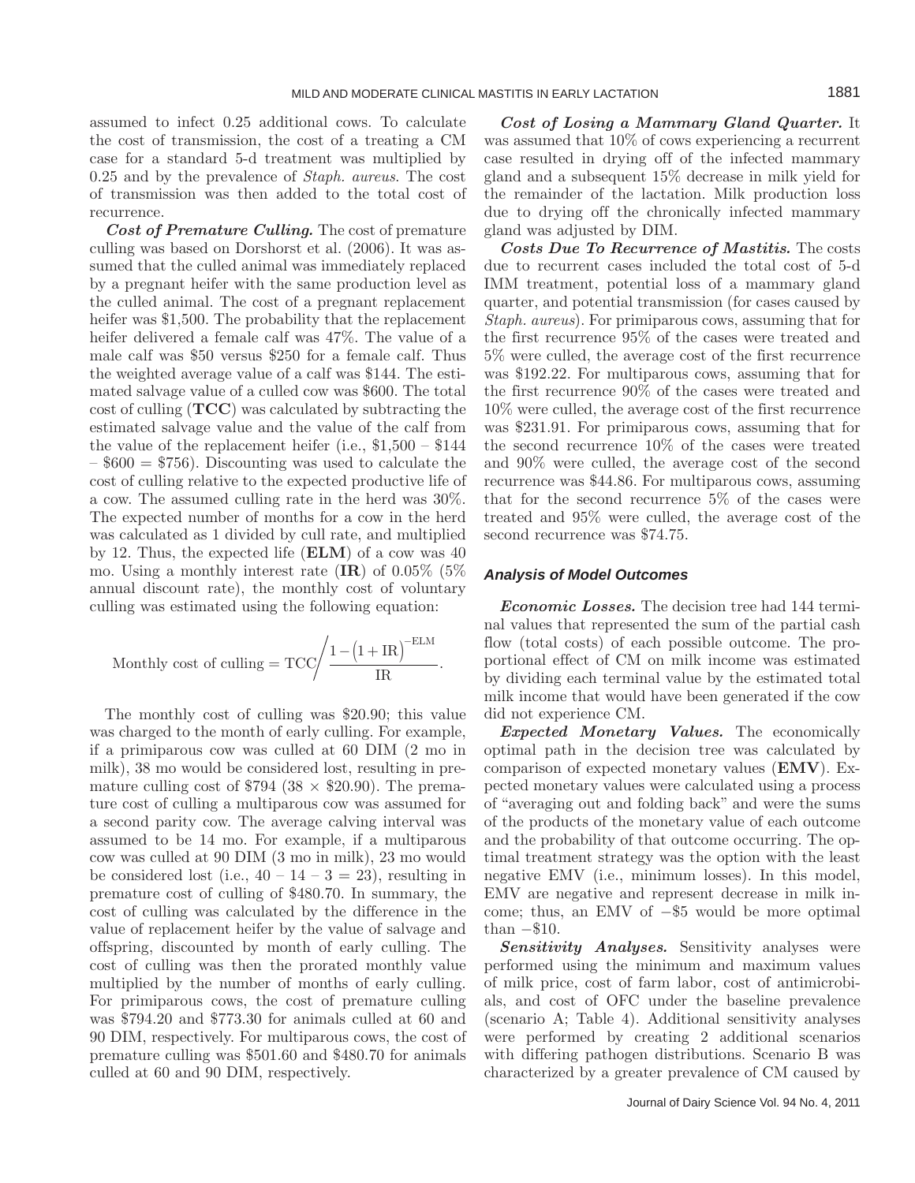assumed to infect 0.25 additional cows. To calculate the cost of transmission, the cost of a treating a CM case for a standard 5-d treatment was multiplied by 0.25 and by the prevalence of *Staph. aureus*. The cost of transmission was then added to the total cost of recurrence.

***Cost of Premature Culling.*** The cost of premature culling was based on Dorshorst et al. (2006). It was assumed that the culled animal was immediately replaced by a pregnant heifer with the same production level as the culled animal. The cost of a pregnant replacement heifer was $1,500. The probability that the replacement heifer delivered a female calf was 47%. The value of a male calf was $50 versus $250 for a female calf. Thus the weighted average value of a calf was $144. The estimated salvage value of a culled cow was $600. The total cost of culling (**TCC**) was calculated by subtracting the estimated salvage value and the value of the calf from the value of the replacement heifer (i.e., $1,500 – $144 – $600 = $756). Discounting was used to calculate the cost of culling relative to the expected productive life of a cow. The assumed culling rate in the herd was 30%. The expected number of months for a cow in the herd was calculated as 1 divided by cull rate, and multiplied by 12. Thus, the expected life (**ELM**) of a cow was 40 mo. Using a monthly interest rate (**IR**) of 0.05% (5% annual discount rate), the monthly cost of voluntary culling was estimated using the following equation:

$$\text{Monthly cost of culling} = \text{TCC} \bigg/ \frac{1-\left(1+\text{IR}\right)^{-\text{ELM}}}{\text{IR}}.$$

The monthly cost of culling was $20.90; this value was charged to the month of early culling. For example, if a primiparous cow was culled at 60 DIM (2 mo in milk), 38 mo would be considered lost, resulting in premature culling cost of $794 (38 × $20.90). The premature cost of culling a multiparous cow was assumed for a second parity cow. The average calving interval was assumed to be 14 mo. For example, if a multiparous cow was culled at 90 DIM (3 mo in milk), 23 mo would be considered lost (i.e., 40 – 14 – 3 = 23), resulting in premature cost of culling of $480.70. In summary, the cost of culling was calculated by the difference in the value of replacement heifer by the value of salvage and offspring, discounted by month of early culling. The cost of culling was then the prorated monthly value multiplied by the number of months of early culling. For primiparous cows, the cost of premature culling was $794.20 and $773.30 for animals culled at 60 and 90 DIM, respectively. For multiparous cows, the cost of premature culling was $501.60 and $480.70 for animals culled at 60 and 90 DIM, respectively.

***Cost of Losing a Mammary Gland Quarter.*** It was assumed that 10% of cows experiencing a recurrent case resulted in drying off of the infected mammary gland and a subsequent 15% decrease in milk yield for the remainder of the lactation. Milk production loss due to drying off the chronically infected mammary gland was adjusted by DIM.

***Costs Due To Recurrence of Mastitis.*** The costs due to recurrent cases included the total cost of 5-d IMM treatment, potential loss of a mammary gland quarter, and potential transmission (for cases caused by *Staph. aureus*). For primiparous cows, assuming that for the first recurrence 95% of the cases were treated and 5% were culled, the average cost of the first recurrence was $192.22. For multiparous cows, assuming that for the first recurrence 90% of the cases were treated and 10% were culled, the average cost of the first recurrence was $231.91. For primiparous cows, assuming that for the second recurrence 10% of the cases were treated and 90% were culled, the average cost of the second recurrence was $44.86. For multiparous cows, assuming that for the second recurrence 5% of the cases were treated and 95% were culled, the average cost of the second recurrence was $74.75.

### Analysis of Model Outcomes

***Economic Losses.*** The decision tree had 144 terminal values that represented the sum of the partial cash flow (total costs) of each possible outcome. The proportional effect of CM on milk income was estimated by dividing each terminal value by the estimated total milk income that would have been generated if the cow did not experience CM.

***Expected Monetary Values.*** The economically optimal path in the decision tree was calculated by comparison of expected monetary values (**EMV**). Expected monetary values were calculated using a process of "averaging out and folding back" and were the sums of the products of the monetary value of each outcome and the probability of that outcome occurring. The optimal treatment strategy was the option with the least negative EMV (i.e., minimum losses). In this model, EMV are negative and represent decrease in milk income; thus, an EMV of −$5 would be more optimal than −$10.

***Sensitivity Analyses.*** Sensitivity analyses were performed using the minimum and maximum values of milk price, cost of farm labor, cost of antimicrobials, and cost of OFC under the baseline prevalence (scenario A; Table 4). Additional sensitivity analyses were performed by creating 2 additional scenarios with differing pathogen distributions. Scenario B was characterized by a greater prevalence of CM caused by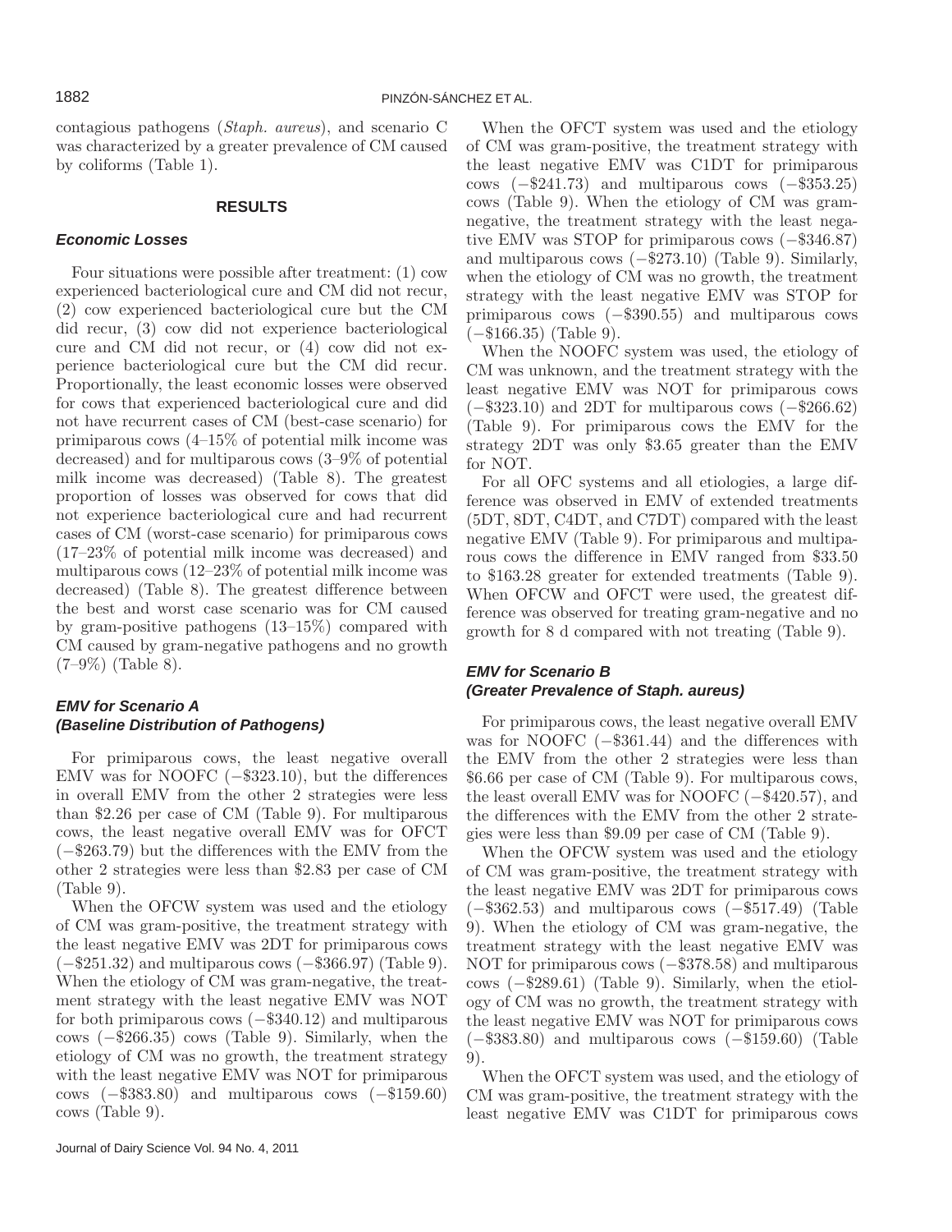contagious pathogens (*Staph. aureus*), and scenario C was characterized by a greater prevalence of CM caused by coliforms (Table 1).

## RESULTS

### Economic Losses

Four situations were possible after treatment: (1) cow experienced bacteriological cure and CM did not recur, (2) cow experienced bacteriological cure but the CM did recur, (3) cow did not experience bacteriological cure and CM did not recur, or (4) cow did not experience bacteriological cure but the CM did recur. Proportionally, the least economic losses were observed for cows that experienced bacteriological cure and did not have recurrent cases of CM (best-case scenario) for primiparous cows (4–15% of potential milk income was decreased) and for multiparous cows (3–9% of potential milk income was decreased) (Table 8). The greatest proportion of losses was observed for cows that did not experience bacteriological cure and had recurrent cases of CM (worst-case scenario) for primiparous cows (17–23% of potential milk income was decreased) and multiparous cows (12–23% of potential milk income was decreased) (Table 8). The greatest difference between the best and worst case scenario was for CM caused by gram-positive pathogens (13–15%) compared with CM caused by gram-negative pathogens and no growth (7–9%) (Table 8).

### EMV for Scenario A (Baseline Distribution of Pathogens)

For primiparous cows, the least negative overall EMV was for NOOFC (−$323.10), but the differences in overall EMV from the other 2 strategies were less than $2.26 per case of CM (Table 9). For multiparous cows, the least negative overall EMV was for OFCT (−$263.79) but the differences with the EMV from the other 2 strategies were less than $2.83 per case of CM (Table 9).

When the OFCW system was used and the etiology of CM was gram-positive, the treatment strategy with the least negative EMV was 2DT for primiparous cows (−$251.32) and multiparous cows (−$366.97) (Table 9). When the etiology of CM was gram-negative, the treatment strategy with the least negative EMV was NOT for both primiparous cows (−$340.12) and multiparous cows (−$266.35) cows (Table 9). Similarly, when the etiology of CM was no growth, the treatment strategy with the least negative EMV was NOT for primiparous cows (−$383.80) and multiparous cows (−$159.60) cows (Table 9).

When the OFCT system was used and the etiology of CM was gram-positive, the treatment strategy with the least negative EMV was C1DT for primiparous cows (−$241.73) and multiparous cows (−$353.25) cows (Table 9). When the etiology of CM was gram-negative, the treatment strategy with the least negative EMV was STOP for primiparous cows (−$346.87) and multiparous cows (−$273.10) (Table 9). Similarly, when the etiology of CM was no growth, the treatment strategy with the least negative EMV was STOP for primiparous cows (−$390.55) and multiparous cows (−$166.35) (Table 9).

When the NOOFC system was used, the etiology of CM was unknown, and the treatment strategy with the least negative EMV was NOT for primiparous cows (−$323.10) and 2DT for multiparous cows (−$266.62) (Table 9). For primiparous cows the EMV for the strategy 2DT was only $3.65 greater than the EMV for NOT.

For all OFC systems and all etiologies, a large difference was observed in EMV of extended treatments (5DT, 8DT, C4DT, and C7DT) compared with the least negative EMV (Table 9). For primiparous and multiparous cows the difference in EMV ranged from $33.50 to $163.28 greater for extended treatments (Table 9). When OFCW and OFCT were used, the greatest difference was observed for treating gram-negative and no growth for 8 d compared with not treating (Table 9).

### EMV for Scenario B (Greater Prevalence of Staph. aureus)

For primiparous cows, the least negative overall EMV was for NOOFC (−$361.44) and the differences with the EMV from the other 2 strategies were less than $6.66 per case of CM (Table 9). For multiparous cows, the least overall EMV was for NOOFC (−$420.57), and the differences with the EMV from the other 2 strategies were less than $9.09 per case of CM (Table 9).

When the OFCW system was used and the etiology of CM was gram-positive, the treatment strategy with the least negative EMV was 2DT for primiparous cows (−$362.53) and multiparous cows (−$517.49) (Table 9). When the etiology of CM was gram-negative, the treatment strategy with the least negative EMV was NOT for primiparous cows (−$378.58) and multiparous cows (−$289.61) (Table 9). Similarly, when the etiology of CM was no growth, the treatment strategy with the least negative EMV was NOT for primiparous cows (−$383.80) and multiparous cows (−$159.60) (Table 9).

When the OFCT system was used, and the etiology of CM was gram-positive, the treatment strategy with the least negative EMV was C1DT for primiparous cows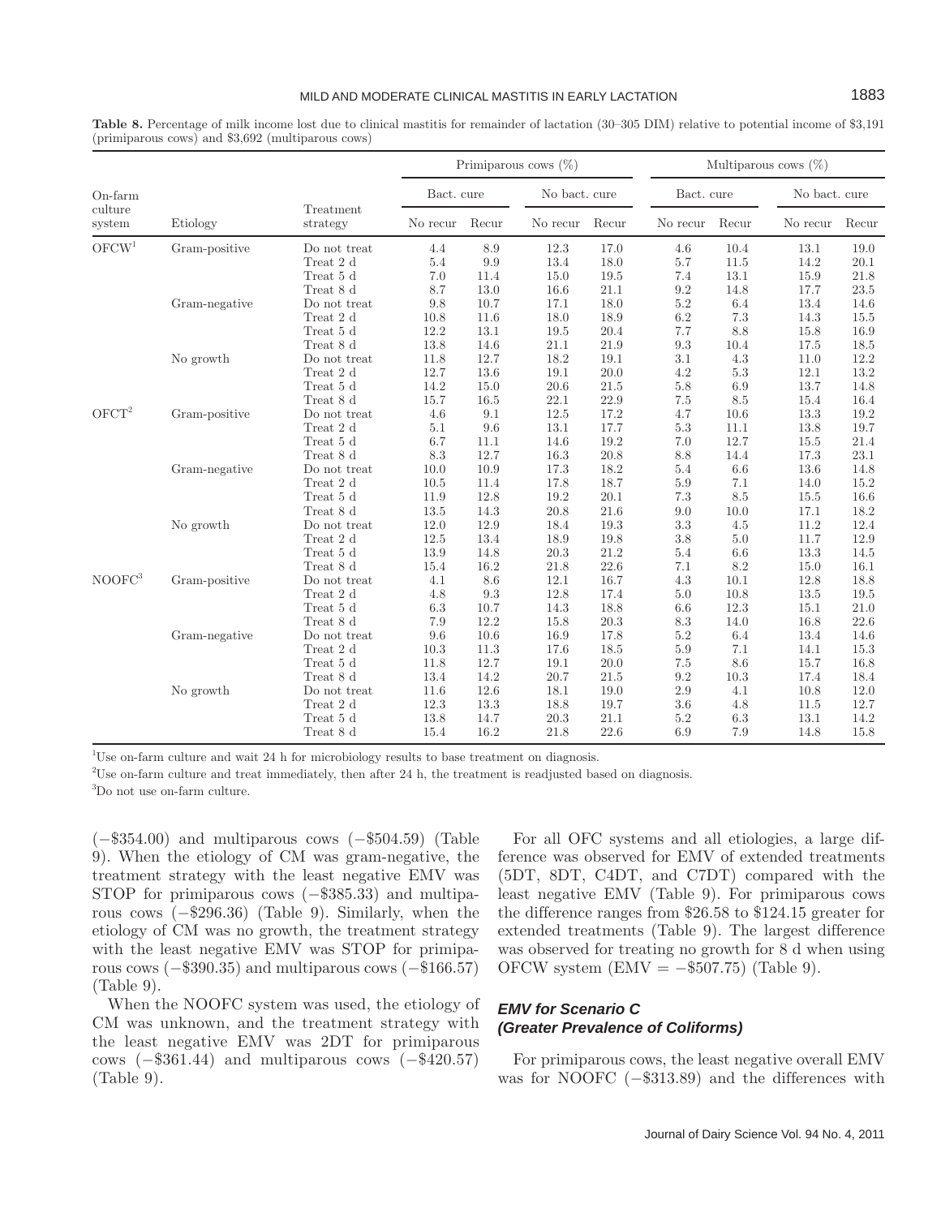**Table 8.** Percentage of milk income lost due to clinical mastitis for remainder of lactation (30–305 DIM) relative to potential income of $3,191 (primiparous cows) and $3,692 (multiparous cows)

| On-farm culture system | Etiology | Treatment strategy | Primiparous cows (%) | | | | Multiparous cows (%) | | | |
|---|---|---|---|---|---|---|---|---|---|---|
| | | | Bact. cure | | No bact. cure | | Bact. cure | | No bact. cure | |
| | | | No recur | Recur | No recur | Recur | No recur | Recur | No recur | Recur |
| OFCW[1] | Gram-positive | Do not treat | 4.4 | 8.9 | 12.3 | 17.0 | 4.6 | 10.4 | 13.1 | 19.0 |
| | | Treat 2 d | 5.4 | 9.9 | 13.4 | 18.0 | 5.7 | 11.5 | 14.2 | 20.1 |
| | | Treat 5 d | 7.0 | 11.4 | 15.0 | 19.5 | 7.4 | 13.1 | 15.9 | 21.8 |
| | | Treat 8 d | 8.7 | 13.0 | 16.6 | 21.1 | 9.2 | 14.8 | 17.7 | 23.5 |
| | Gram-negative | Do not treat | 9.8 | 10.7 | 17.1 | 18.0 | 5.2 | 6.4 | 13.4 | 14.6 |
| | | Treat 2 d | 10.8 | 11.6 | 18.0 | 18.9 | 6.2 | 7.3 | 14.3 | 15.5 |
| | | Treat 5 d | 12.2 | 13.1 | 19.5 | 20.4 | 7.7 | 8.8 | 15.8 | 16.9 |
| | | Treat 8 d | 13.8 | 14.6 | 21.1 | 21.9 | 9.3 | 10.4 | 17.5 | 18.5 |
| | No growth | Do not treat | 11.8 | 12.7 | 18.2 | 19.1 | 3.1 | 4.3 | 11.0 | 12.2 |
| | | Treat 2 d | 12.7 | 13.6 | 19.1 | 20.0 | 4.2 | 5.3 | 12.1 | 13.2 |
| | | Treat 5 d | 14.2 | 15.0 | 20.6 | 21.5 | 5.8 | 6.9 | 13.7 | 14.8 |
| | | Treat 8 d | 15.7 | 16.5 | 22.1 | 22.9 | 7.5 | 8.5 | 15.4 | 16.4 |
| OFCT[2] | Gram-positive | Do not treat | 4.6 | 9.1 | 12.5 | 17.2 | 4.7 | 10.6 | 13.3 | 19.2 |
| | | Treat 2 d | 5.1 | 9.6 | 13.1 | 17.7 | 5.3 | 11.1 | 13.8 | 19.7 |
| | | Treat 5 d | 6.7 | 11.1 | 14.6 | 19.2 | 7.0 | 12.7 | 15.5 | 21.4 |
| | | Treat 8 d | 8.3 | 12.7 | 16.3 | 20.8 | 8.8 | 14.4 | 17.3 | 23.1 |
| | Gram-negative | Do not treat | 10.0 | 10.9 | 17.3 | 18.2 | 5.4 | 6.6 | 13.6 | 14.8 |
| | | Treat 2 d | 10.5 | 11.4 | 17.8 | 18.7 | 5.9 | 7.1 | 14.0 | 15.2 |
| | | Treat 5 d | 11.9 | 12.8 | 19.2 | 20.1 | 7.3 | 8.5 | 15.5 | 16.6 |
| | | Treat 8 d | 13.5 | 14.3 | 20.8 | 21.6 | 9.0 | 10.0 | 17.1 | 18.2 |
| | No growth | Do not treat | 12.0 | 12.9 | 18.4 | 19.3 | 3.3 | 4.5 | 11.2 | 12.4 |
| | | Treat 2 d | 12.5 | 13.4 | 18.9 | 19.8 | 3.8 | 5.0 | 11.7 | 12.9 |
| | | Treat 5 d | 13.9 | 14.8 | 20.3 | 21.2 | 5.4 | 6.6 | 13.3 | 14.5 |
| | | Treat 8 d | 15.4 | 16.2 | 21.8 | 22.6 | 7.1 | 8.2 | 15.0 | 16.1 |
| NOOFC[3] | Gram-positive | Do not treat | 4.1 | 8.6 | 12.1 | 16.7 | 4.3 | 10.1 | 12.8 | 18.8 |
| | | Treat 2 d | 4.8 | 9.3 | 12.8 | 17.4 | 5.0 | 10.8 | 13.5 | 19.5 |
| | | Treat 5 d | 6.3 | 10.7 | 14.3 | 18.8 | 6.6 | 12.3 | 15.1 | 21.0 |
| | | Treat 8 d | 7.9 | 12.2 | 15.8 | 20.3 | 8.3 | 14.0 | 16.8 | 22.6 |
| | Gram-negative | Do not treat | 9.6 | 10.6 | 16.9 | 17.8 | 5.2 | 6.4 | 13.4 | 14.6 |
| | | Treat 2 d | 10.3 | 11.3 | 17.6 | 18.5 | 5.9 | 7.1 | 14.1 | 15.3 |
| | | Treat 5 d | 11.8 | 12.7 | 19.1 | 20.0 | 7.5 | 8.6 | 15.7 | 16.8 |
| | | Treat 8 d | 13.4 | 14.2 | 20.7 | 21.5 | 9.2 | 10.3 | 17.4 | 18.4 |
| | No growth | Do not treat | 11.6 | 12.6 | 18.1 | 19.0 | 2.9 | 4.1 | 10.8 | 12.0 |
| | | Treat 2 d | 12.3 | 13.3 | 18.8 | 19.7 | 3.6 | 4.8 | 11.5 | 12.7 |
| | | Treat 5 d | 13.8 | 14.7 | 20.3 | 21.1 | 5.2 | 6.3 | 13.1 | 14.2 |
| | | Treat 8 d | 15.4 | 16.2 | 21.8 | 22.6 | 6.9 | 7.9 | 14.8 | 15.8 |

[1]Use on-farm culture and wait 24 h for microbiology results to base treatment on diagnosis.

[2]Use on-farm culture and treat immediately, then after 24 h, the treatment is readjusted based on diagnosis.

[3]Do not use on-farm culture.

(−$354.00) and multiparous cows (−$504.59) (Table 9). When the etiology of CM was gram-negative, the treatment strategy with the least negative EMV was STOP for primiparous cows (−$385.33) and multiparous cows (−$296.36) (Table 9). Similarly, when the etiology of CM was no growth, the treatment strategy with the least negative EMV was STOP for primiparous cows (−$390.35) and multiparous cows (−$166.57) (Table 9).

When the NOOFC system was used, the etiology of CM was unknown, and the treatment strategy with the least negative EMV was 2DT for primiparous cows (−$361.44) and multiparous cows (−$420.57) (Table 9).

For all OFC systems and all etiologies, a large difference was observed for EMV of extended treatments (5DT, 8DT, C4DT, and C7DT) compared with the least negative EMV (Table 9). For primiparous cows the difference ranges from $26.58 to $124.15 greater for extended treatments (Table 9). The largest difference was observed for treating no growth for 8 d when using OFCW system (EMV = −$507.75) (Table 9).

### *EMV for Scenario C (Greater Prevalence of Coliforms)*

For primiparous cows, the least negative overall EMV was for NOOFC (−$313.89) and the differences with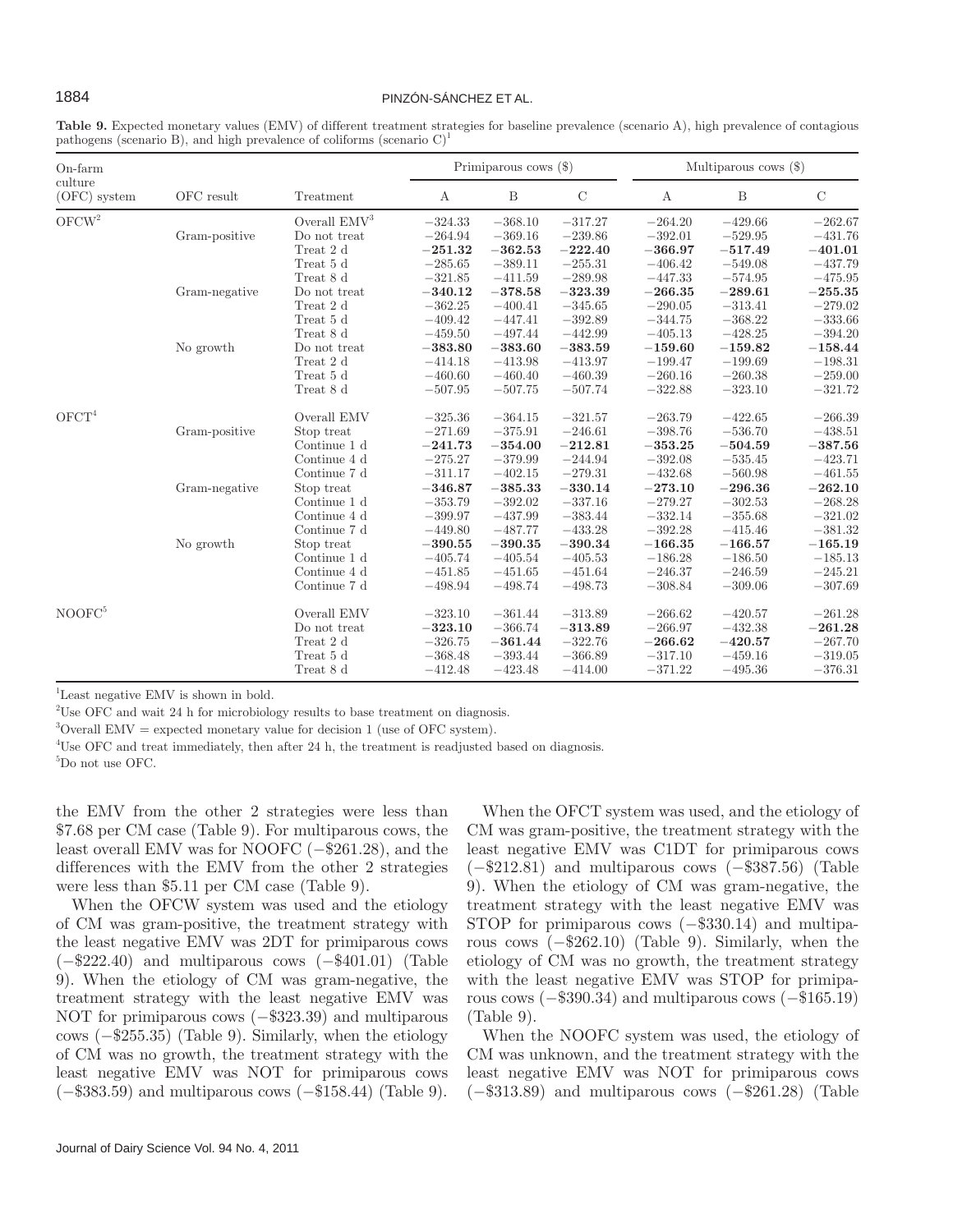**Table 9.** Expected monetary values (EMV) of different treatment strategies for baseline prevalence (scenario A), high prevalence of contagious pathogens (scenario B), and high prevalence of coliforms (scenario C)[1]

| On-farm culture (OFC) system | OFC result | Treatment | Primiparous cows ($) | | | Multiparous cows ($) | | |
|---|---|---|---|---|---|---|---|---|
| | | | A | B | C | A | B | C |
| OFCW[2] | | Overall EMV[3] | −324.33 | −368.10 | −317.27 | −264.20 | −429.66 | −262.67 |
| | Gram-positive | Do not treat | −264.94 | −369.16 | −239.86 | −392.01 | −529.95 | −431.76 |
| | | Treat 2 d | **−251.32** | **−362.53** | **−222.40** | **−366.97** | **−517.49** | **−401.01** |
| | | Treat 5 d | −285.65 | −389.11 | −255.31 | −406.42 | −549.08 | −437.79 |
| | | Treat 8 d | −321.85 | −411.59 | −289.98 | −447.33 | −574.95 | −475.95 |
| | Gram-negative | Do not treat | **−340.12** | **−378.58** | **−323.39** | **−266.35** | **−289.61** | **−255.35** |
| | | Treat 2 d | −362.25 | −400.41 | −345.65 | −290.05 | −313.41 | −279.02 |
| | | Treat 5 d | −409.42 | −447.41 | −392.89 | −344.75 | −368.22 | −333.66 |
| | | Treat 8 d | −459.50 | −497.44 | −442.99 | −405.13 | −428.25 | −394.20 |
| | No growth | Do not treat | **−383.80** | **−383.60** | **−383.59** | **−159.60** | **−159.82** | **−158.44** |
| | | Treat 2 d | −414.18 | −413.98 | −413.97 | −199.47 | −199.69 | −198.31 |
| | | Treat 5 d | −460.60 | −460.40 | −460.39 | −260.16 | −260.38 | −259.00 |
| | | Treat 8 d | −507.95 | −507.75 | −507.74 | −322.88 | −323.10 | −321.72 |
| OFCT[4] | | Overall EMV | −325.36 | −364.15 | −321.57 | −263.79 | −422.65 | −266.39 |
| | Gram-positive | Stop treat | −271.69 | −375.91 | −246.61 | −398.76 | −536.70 | −438.51 |
| | | Continue 1 d | **−241.73** | **−354.00** | **−212.81** | **−353.25** | **−504.59** | **−387.56** |
| | | Continue 4 d | −275.27 | −379.99 | −244.94 | −392.08 | −535.45 | −423.71 |
| | | Continue 7 d | −311.17 | −402.15 | −279.31 | −432.68 | −560.98 | −461.55 |
| | Gram-negative | Stop treat | **−346.87** | **−385.33** | **−330.14** | **−273.10** | **−296.36** | **−262.10** |
| | | Continue 1 d | −353.79 | −392.02 | −337.16 | −279.27 | −302.53 | −268.28 |
| | | Continue 4 d | −399.97 | −437.99 | −383.44 | −332.14 | −355.68 | −321.02 |
| | | Continue 7 d | −449.80 | −487.77 | −433.28 | −392.28 | −415.46 | −381.32 |
| | No growth | Stop treat | **−390.55** | **−390.35** | **−390.34** | **−166.35** | **−166.57** | **−165.19** |
| | | Continue 1 d | −405.74 | −405.54 | −405.53 | −186.28 | −186.50 | −185.13 |
| | | Continue 4 d | −451.85 | −451.65 | −451.64 | −246.37 | −246.59 | −245.21 |
| | | Continue 7 d | −498.94 | −498.74 | −498.73 | −308.84 | −309.06 | −307.69 |
| NOOFC[5] | | Overall EMV | −323.10 | −361.44 | −313.89 | −266.62 | −420.57 | −261.28 |
| | | Do not treat | **−323.10** | −366.74 | **−313.89** | −266.97 | −432.38 | **−261.28** |
| | | Treat 2 d | −326.75 | **−361.44** | −322.76 | **−266.62** | **−420.57** | −267.70 |
| | | Treat 5 d | −368.48 | −393.44 | −366.89 | −317.10 | −459.16 | −319.05 |
| | | Treat 8 d | −412.48 | −423.48 | −414.00 | −371.22 | −495.36 | −376.31 |

[1]Least negative EMV is shown in bold.

[2]Use OFC and wait 24 h for microbiology results to base treatment on diagnosis.

[3]Overall EMV = expected monetary value for decision 1 (use of OFC system).

[4]Use OFC and treat immediately, then after 24 h, the treatment is readjusted based on diagnosis.

[5]Do not use OFC.

the EMV from the other 2 strategies were less than \$7.68 per CM case (Table 9). For multiparous cows, the least overall EMV was for NOOFC (−\$261.28), and the differences with the EMV from the other 2 strategies were less than \$5.11 per CM case (Table 9).

When the OFCW system was used and the etiology of CM was gram-positive, the treatment strategy with the least negative EMV was 2DT for primiparous cows (−\$222.40) and multiparous cows (−\$401.01) (Table 9). When the etiology of CM was gram-negative, the treatment strategy with the least negative EMV was NOT for primiparous cows (−\$323.39) and multiparous cows (−\$255.35) (Table 9). Similarly, when the etiology of CM was no growth, the treatment strategy with the least negative EMV was NOT for primiparous cows (−\$383.59) and multiparous cows (−\$158.44) (Table 9).

When the OFCT system was used, and the etiology of CM was gram-positive, the treatment strategy with the least negative EMV was C1DT for primiparous cows (−\$212.81) and multiparous cows (−\$387.56) (Table 9). When the etiology of CM was gram-negative, the treatment strategy with the least negative EMV was STOP for primiparous cows (−\$330.14) and multiparous cows (−\$262.10) (Table 9). Similarly, when the etiology of CM was no growth, the treatment strategy with the least negative EMV was STOP for primiparous cows (−\$390.34) and multiparous cows (−\$165.19) (Table 9).

When the NOOFC system was used, the etiology of CM was unknown, and the treatment strategy with the least negative EMV was NOT for primiparous cows (−\$313.89) and multiparous cows (−\$261.28) (Table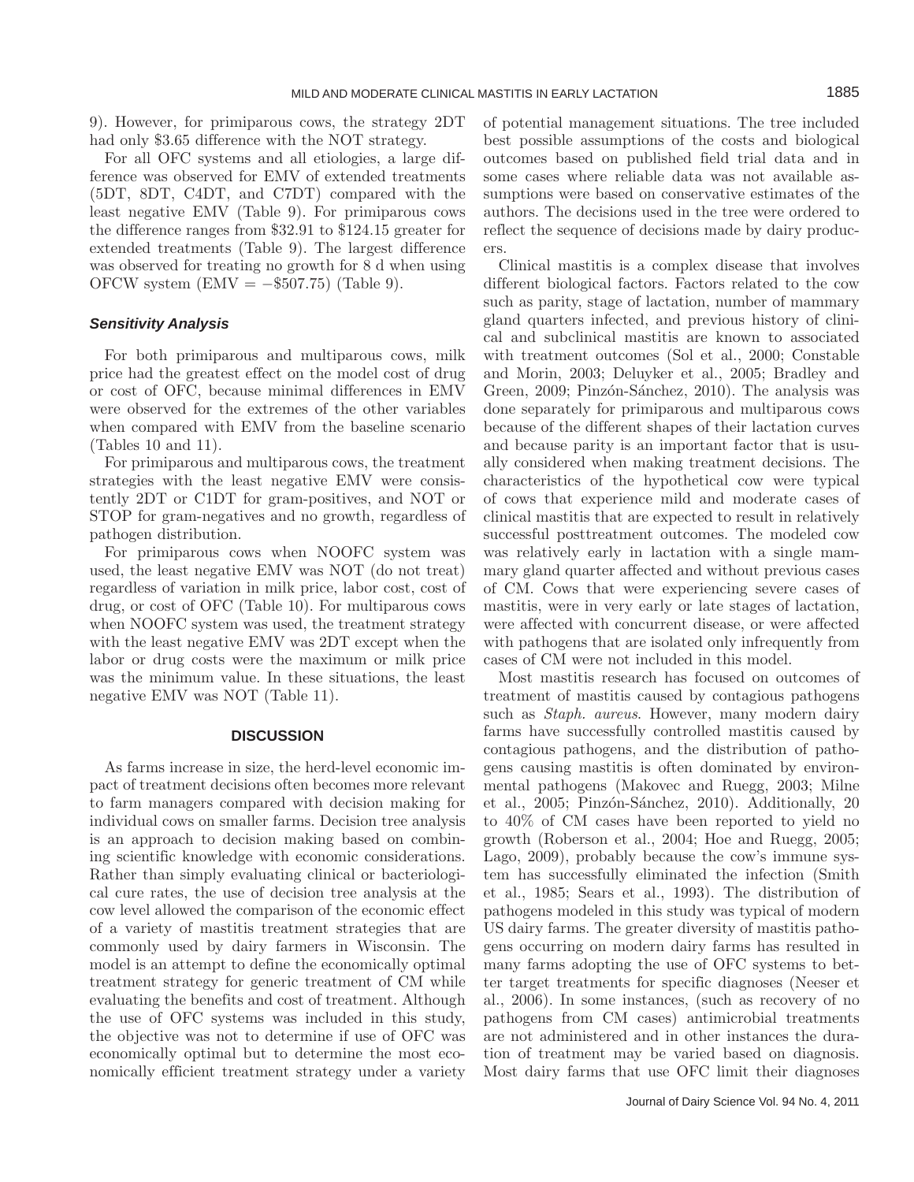9). However, for primiparous cows, the strategy 2DT had only \$3.65 difference with the NOT strategy.

For all OFC systems and all etiologies, a large difference was observed for EMV of extended treatments (5DT, 8DT, C4DT, and C7DT) compared with the least negative EMV (Table 9). For primiparous cows the difference ranges from \$32.91 to \$124.15 greater for extended treatments (Table 9). The largest difference was observed for treating no growth for 8 d when using OFCW system (EMV = −\$507.75) (Table 9).

### *Sensitivity Analysis*

For both primiparous and multiparous cows, milk price had the greatest effect on the model cost of drug or cost of OFC, because minimal differences in EMV were observed for the extremes of the other variables when compared with EMV from the baseline scenario (Tables 10 and 11).

For primiparous and multiparous cows, the treatment strategies with the least negative EMV were consistently 2DT or C1DT for gram-positives, and NOT or STOP for gram-negatives and no growth, regardless of pathogen distribution.

For primiparous cows when NOOFC system was used, the least negative EMV was NOT (do not treat) regardless of variation in milk price, labor cost, cost of drug, or cost of OFC (Table 10). For multiparous cows when NOOFC system was used, the treatment strategy with the least negative EMV was 2DT except when the labor or drug costs were the maximum or milk price was the minimum value. In these situations, the least negative EMV was NOT (Table 11).

## DISCUSSION

As farms increase in size, the herd-level economic impact of treatment decisions often becomes more relevant to farm managers compared with decision making for individual cows on smaller farms. Decision tree analysis is an approach to decision making based on combining scientific knowledge with economic considerations. Rather than simply evaluating clinical or bacteriological cure rates, the use of decision tree analysis at the cow level allowed the comparison of the economic effect of a variety of mastitis treatment strategies that are commonly used by dairy farmers in Wisconsin. The model is an attempt to define the economically optimal treatment strategy for generic treatment of CM while evaluating the benefits and cost of treatment. Although the use of OFC systems was included in this study, the objective was not to determine if use of OFC was economically optimal but to determine the most economically efficient treatment strategy under a variety of potential management situations. The tree included best possible assumptions of the costs and biological outcomes based on published field trial data and in some cases where reliable data was not available assumptions were based on conservative estimates of the authors. The decisions used in the tree were ordered to reflect the sequence of decisions made by dairy producers.

Clinical mastitis is a complex disease that involves different biological factors. Factors related to the cow such as parity, stage of lactation, number of mammary gland quarters infected, and previous history of clinical and subclinical mastitis are known to associated with treatment outcomes (Sol et al., 2000; Constable and Morin, 2003; Deluyker et al., 2005; Bradley and Green, 2009; Pinzón-Sánchez, 2010). The analysis was done separately for primiparous and multiparous cows because of the different shapes of their lactation curves and because parity is an important factor that is usually considered when making treatment decisions. The characteristics of the hypothetical cow were typical of cows that experience mild and moderate cases of clinical mastitis that are expected to result in relatively successful posttreatment outcomes. The modeled cow was relatively early in lactation with a single mammary gland quarter affected and without previous cases of CM. Cows that were experiencing severe cases of mastitis, were in very early or late stages of lactation, were affected with concurrent disease, or were affected with pathogens that are isolated only infrequently from cases of CM were not included in this model.

Most mastitis research has focused on outcomes of treatment of mastitis caused by contagious pathogens such as *Staph. aureus*. However, many modern dairy farms have successfully controlled mastitis caused by contagious pathogens, and the distribution of pathogens causing mastitis is often dominated by environmental pathogens (Makovec and Ruegg, 2003; Milne et al., 2005; Pinzón-Sánchez, 2010). Additionally, 20 to 40% of CM cases have been reported to yield no growth (Roberson et al., 2004; Hoe and Ruegg, 2005; Lago, 2009), probably because the cow's immune system has successfully eliminated the infection (Smith et al., 1985; Sears et al., 1993). The distribution of pathogens modeled in this study was typical of modern US dairy farms. The greater diversity of mastitis pathogens occurring on modern dairy farms has resulted in many farms adopting the use of OFC systems to better target treatments for specific diagnoses (Neeser et al., 2006). In some instances, (such as recovery of no pathogens from CM cases) antimicrobial treatments are not administered and in other instances the duration of treatment may be varied based on diagnosis. Most dairy farms that use OFC limit their diagnoses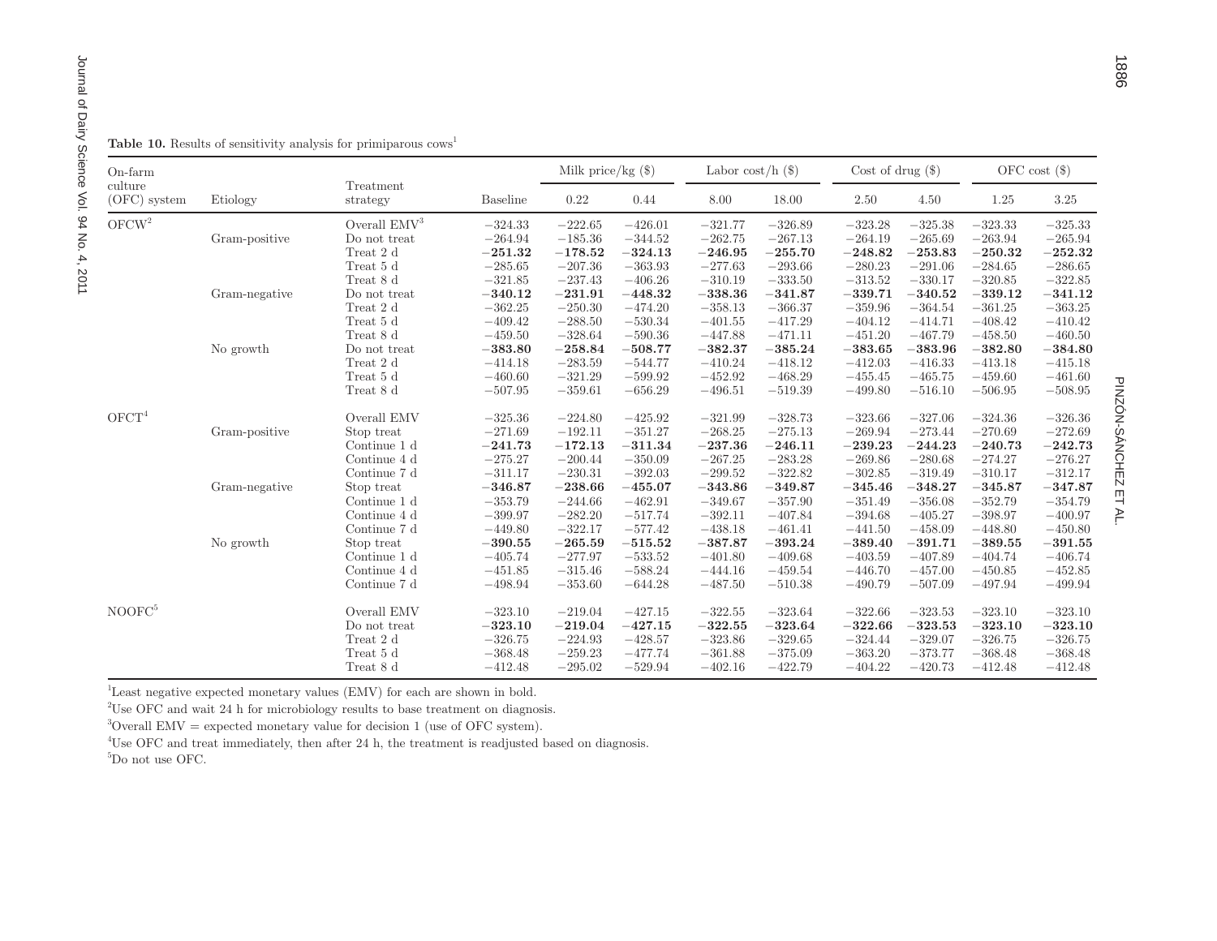**Table 10.** Results of sensitivity analysis for primiparous cows[1]

| On-farm culture (OFC) system | Etiology | Treatment strategy | Baseline | Milk price/kg ($) | | Labor cost/h ($) | | Cost of drug ($) | | OFC cost ($) | |
|---|---|---|---|---|---|---|---|---|---|---|---|
| | | | | 0.22 | 0.44 | 8.00 | 18.00 | 2.50 | 4.50 | 1.25 | 3.25 |
| OFCW[2] | | Overall EMV[3] | −324.33 | −222.65 | −426.01 | −321.77 | −326.89 | −323.28 | −325.38 | −323.33 | −325.33 |
| | Gram-positive | Do not treat | −264.94 | −185.36 | −344.52 | −262.75 | −267.13 | −264.19 | −265.69 | −263.94 | −265.94 |
| | | Treat 2 d | **−251.32** | **−178.52** | **−324.13** | **−246.95** | **−255.70** | **−248.82** | **−253.83** | **−250.32** | **−252.32** |
| | | Treat 5 d | −285.65 | −207.36 | −363.93 | −277.63 | −293.66 | −280.23 | −291.06 | −284.65 | −286.65 |
| | | Treat 8 d | −321.85 | −237.43 | −406.26 | −310.19 | −333.50 | −313.52 | −330.17 | −320.85 | −322.85 |
| | Gram-negative | Do not treat | **−340.12** | **−231.91** | **−448.32** | **−338.36** | **−341.87** | **−339.71** | **−340.52** | **−339.12** | **−341.12** |
| | | Treat 2 d | −362.25 | −250.30 | −474.20 | −358.13 | −366.37 | −359.96 | −364.54 | −361.25 | −363.25 |
| | | Treat 5 d | −409.42 | −288.50 | −530.34 | −401.55 | −417.29 | −404.12 | −414.71 | −408.42 | −410.42 |
| | | Treat 8 d | −459.50 | −328.64 | −590.36 | −447.88 | −471.11 | −451.20 | −467.79 | −458.50 | −460.50 |
| | No growth | Do not treat | **−383.80** | **−258.84** | **−508.77** | **−382.37** | **−385.24** | **−383.65** | **−383.96** | **−382.80** | **−384.80** |
| | | Treat 2 d | −414.18 | −283.59 | −544.77 | −410.24 | −418.12 | −412.03 | −416.33 | −413.18 | −415.18 |
| | | Treat 5 d | −460.60 | −321.29 | −599.92 | −452.92 | −468.29 | −455.45 | −465.75 | −459.60 | −461.60 |
| | | Treat 8 d | −507.95 | −359.61 | −656.29 | −496.51 | −519.39 | −499.80 | −516.10 | −506.95 | −508.95 |
| OFCT[4] | | Overall EMV | −325.36 | −224.80 | −425.92 | −321.99 | −328.73 | −323.66 | −327.06 | −324.36 | −326.36 |
| | Gram-positive | Stop treat | −271.69 | −192.11 | −351.27 | −268.25 | −275.13 | −269.94 | −273.44 | −270.69 | −272.69 |
| | | Continue 1 d | **−241.73** | **−172.13** | **−311.34** | **−237.36** | **−246.11** | **−239.23** | **−244.23** | **−240.73** | **−242.73** |
| | | Continue 4 d | −275.27 | −200.44 | −350.09 | −267.25 | −283.28 | −269.86 | −280.68 | −274.27 | −276.27 |
| | | Continue 7 d | −311.17 | −230.31 | −392.03 | −299.52 | −322.82 | −302.85 | −319.49 | −310.17 | −312.17 |
| | Gram-negative | Stop treat | **−346.87** | **−238.66** | **−455.07** | **−343.86** | **−349.87** | **−345.46** | **−348.27** | **−345.87** | **−347.87** |
| | | Continue 1 d | −353.79 | −244.66 | −462.91 | −349.67 | −357.90 | −351.49 | −356.08 | −352.79 | −354.79 |
| | | Continue 4 d | −399.97 | −282.20 | −517.74 | −392.11 | −407.84 | −394.68 | −405.27 | −398.97 | −400.97 |
| | | Continue 7 d | −449.80 | −322.17 | −577.42 | −438.18 | −461.41 | −441.50 | −458.09 | −448.80 | −450.80 |
| | No growth | Stop treat | **−390.55** | **−265.59** | **−515.52** | **−387.87** | **−393.24** | **−389.40** | **−391.71** | **−389.55** | **−391.55** |
| | | Continue 1 d | −405.74 | −277.97 | −533.52 | −401.80 | −409.68 | −403.59 | −407.89 | −404.74 | −406.74 |
| | | Continue 4 d | −451.85 | −315.46 | −588.24 | −444.16 | −459.54 | −446.70 | −457.00 | −450.85 | −452.85 |
| | | Continue 7 d | −498.94 | −353.60 | −644.28 | −487.50 | −510.38 | −490.79 | −507.09 | −497.94 | −499.94 |
| NOOFC[5] | | Overall EMV | −323.10 | −219.04 | −427.15 | −322.55 | −323.64 | −322.66 | −323.53 | −323.10 | −323.10 |
| | | Do not treat | **−323.10** | **−219.04** | **−427.15** | **−322.55** | **−323.64** | **−322.66** | **−323.53** | **−323.10** | **−323.10** |
| | | Treat 2 d | −326.75 | −224.93 | −428.57 | −323.86 | −329.65 | −324.44 | −329.07 | −326.75 | −326.75 |
| | | Treat 5 d | −368.48 | −259.23 | −477.74 | −361.88 | −375.09 | −363.20 | −373.77 | −368.48 | −368.48 |
| | | Treat 8 d | −412.48 | −295.02 | −529.94 | −402.16 | −422.79 | −404.22 | −420.73 | −412.48 | −412.48 |

[1]Least negative expected monetary values (EMV) for each are shown in bold.

[2]Use OFC and wait 24 h for microbiology results to base treatment on diagnosis.

[3]Overall EMV = expected monetary value for decision 1 (use of OFC system).

[4]Use OFC and treat immediately, then after 24 h, the treatment is readjusted based on diagnosis.

[5]Do not use OFC.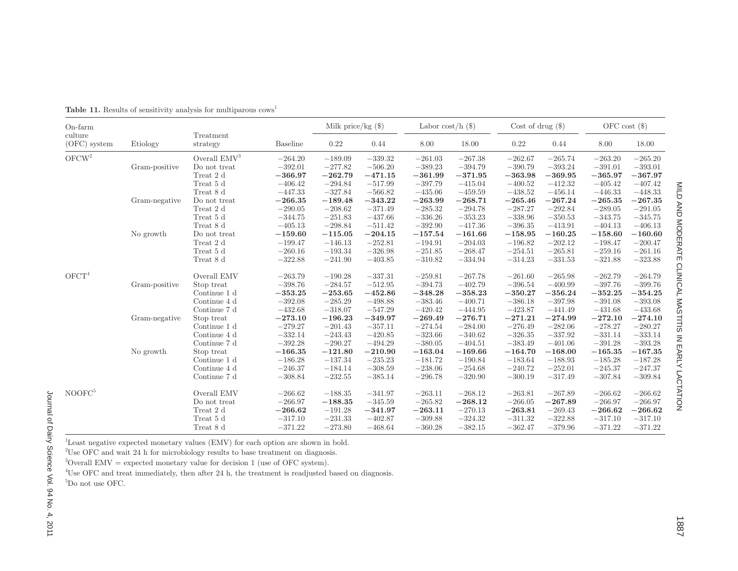**Table 11.** Results of sensitivity analysis for multiparous cows[1]

| On-farm culture (OFC) system | Etiology | Treatment strategy | Baseline | Milk price/kg ($) | | Labor cost/h ($) | | Cost of drug ($) | | OFC cost ($) | |
|---|---|---|---|---|---|---|---|---|---|---|---|
| | | | | 0.22 | 0.44 | 8.00 | 18.00 | 0.22 | 0.44 | 8.00 | 18.00 |
| OFCW[2] | | Overall EMV[3] | −264.20 | −189.09 | −339.32 | −261.03 | −267.38 | −262.67 | −265.74 | −263.20 | −265.20 |
| | Gram-positive | Do not treat | −392.01 | −277.82 | −506.20 | −389.23 | −394.79 | −390.79 | −393.24 | −391.01 | −393.01 |
| | | Treat 2 d | **−366.97** | **−262.79** | **−471.15** | **−361.99** | **−371.95** | **−363.98** | **−369.95** | **−365.97** | **−367.97** |
| | | Treat 5 d | −406.42 | −294.84 | −517.99 | −397.79 | −415.04 | −400.52 | −412.32 | −405.42 | −407.42 |
| | | Treat 8 d | −447.33 | −327.84 | −566.82 | −435.06 | −459.59 | −438.52 | −456.14 | −446.33 | −448.33 |
| | Gram-negative | Do not treat | **−266.35** | **−189.48** | **−343.22** | **−263.99** | **−268.71** | **−265.46** | **−267.24** | **−265.35** | **−267.35** |
| | | Treat 2 d | −290.05 | −208.62 | −371.49 | −285.32 | −294.78 | −287.27 | −292.84 | −289.05 | −291.05 |
| | | Treat 5 d | −344.75 | −251.83 | −437.66 | −336.26 | −353.23 | −338.96 | −350.53 | −343.75 | −345.75 |
| | | Treat 8 d | −405.13 | −298.84 | −511.42 | −392.90 | −417.36 | −396.35 | −413.91 | −404.13 | −406.13 |
| | No growth | Do not treat | **−159.60** | **−115.05** | **−204.15** | **−157.54** | **−161.66** | **−158.95** | **−160.25** | **−158.60** | **−160.60** |
| | | Treat 2 d | −199.47 | −146.13 | −252.81 | −194.91 | −204.03 | −196.82 | −202.12 | −198.47 | −200.47 |
| | | Treat 5 d | −260.16 | −193.34 | −326.98 | −251.85 | −268.47 | −254.51 | −265.81 | −259.16 | −261.16 |
| | | Treat 8 d | −322.88 | −241.90 | −403.85 | −310.82 | −334.94 | −314.23 | −331.53 | −321.88 | −323.88 |
| OFCT[4] | | Overall EMV | −263.79 | −190.28 | −337.31 | −259.81 | −267.78 | −261.60 | −265.98 | −262.79 | −264.79 |
| | Gram-positive | Stop treat | −398.76 | −284.57 | −512.95 | −394.73 | −402.79 | −396.54 | −400.99 | −397.76 | −399.76 |
| | | Continue 1 d | **−353.25** | **−253.65** | **−452.86** | **−348.28** | **−358.23** | **−350.27** | **−356.24** | **−352.25** | **−354.25** |
| | | Continue 4 d | −392.08 | −285.29 | −498.88 | −383.46 | −400.71 | −386.18 | −397.98 | −391.08 | −393.08 |
| | | Continue 7 d | −432.68 | −318.07 | −547.29 | −420.42 | −444.95 | −423.87 | −441.49 | −431.68 | −433.68 |
| | Gram-negative | Stop treat | **−273.10** | **−196.23** | **−349.97** | **−269.49** | **−276.71** | **−271.21** | **−274.99** | **−272.10** | **−274.10** |
| | | Continue 1 d | −279.27 | −201.43 | −357.11 | −274.54 | −284.00 | −276.49 | −282.06 | −278.27 | −280.27 |
| | | Continue 4 d | −332.14 | −243.43 | −420.85 | −323.66 | −340.62 | −326.35 | −337.92 | −331.14 | −333.14 |
| | | Continue 7 d | −392.28 | −290.27 | −494.29 | −380.05 | −404.51 | −383.49 | −401.06 | −391.28 | −393.28 |
| | No growth | Stop treat | **−166.35** | **−121.80** | **−210.90** | **−163.04** | **−169.66** | **−164.70** | **−168.00** | **−165.35** | **−167.35** |
| | | Continue 1 d | −186.28 | −137.34 | −235.23 | −181.72 | −190.84 | −183.64 | −188.93 | −185.28 | −187.28 |
| | | Continue 4 d | −246.37 | −184.14 | −308.59 | −238.06 | −254.68 | −240.72 | −252.01 | −245.37 | −247.37 |
| | | Continue 7 d | −308.84 | −232.55 | −385.14 | −296.78 | −320.90 | −300.19 | −317.49 | −307.84 | −309.84 |
| NOOFC[5] | | Overall EMV | −266.62 | −188.35 | −341.97 | −263.11 | −268.12 | −263.81 | −267.89 | −266.62 | −266.62 |
| | | Do not treat | −266.97 | **−188.35** | −345.59 | −265.82 | **−268.12** | −266.05 | **−267.89** | −266.97 | −266.97 |
| | | Treat 2 d | **−266.62** | −191.28 | **−341.97** | **−263.11** | −270.13 | **−263.81** | −269.43 | **−266.62** | **−266.62** |
| | | Treat 5 d | −317.10 | −231.33 | −402.87 | −309.88 | −324.32 | −311.32 | −322.88 | −317.10 | −317.10 |
| | | Treat 8 d | −371.22 | −273.80 | −468.64 | −360.28 | −382.15 | −362.47 | −379.96 | −371.22 | −371.22 |

[1]Least negative expected monetary values (EMV) for each option are shown in bold.

[2]Use OFC and wait 24 h for microbiology results to base treatment on diagnosis.

[3]Overall EMV = expected monetary value for decision 1 (use of OFC system).

[4]Use OFC and treat immediately, then after 24 h, the treatment is readjusted based on diagnosis.

[5]Do not use OFC.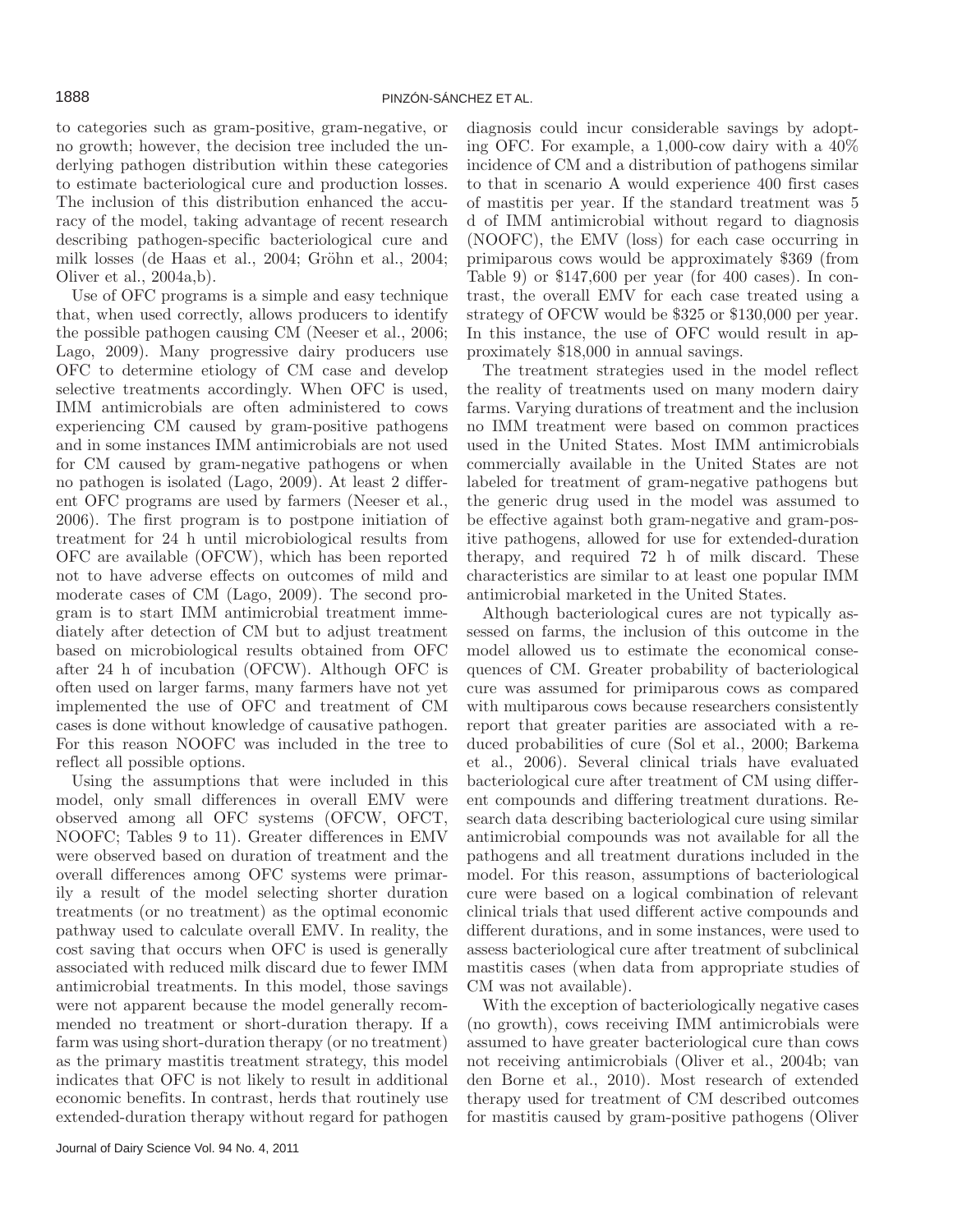to categories such as gram-positive, gram-negative, or no growth; however, the decision tree included the underlying pathogen distribution within these categories to estimate bacteriological cure and production losses. The inclusion of this distribution enhanced the accuracy of the model, taking advantage of recent research describing pathogen-specific bacteriological cure and milk losses (de Haas et al., 2004; Gröhn et al., 2004; Oliver et al., 2004a,b).

Use of OFC programs is a simple and easy technique that, when used correctly, allows producers to identify the possible pathogen causing CM (Neeser et al., 2006; Lago, 2009). Many progressive dairy producers use OFC to determine etiology of CM case and develop selective treatments accordingly. When OFC is used, IMM antimicrobials are often administered to cows experiencing CM caused by gram-positive pathogens and in some instances IMM antimicrobials are not used for CM caused by gram-negative pathogens or when no pathogen is isolated (Lago, 2009). At least 2 different OFC programs are used by farmers (Neeser et al., 2006). The first program is to postpone initiation of treatment for 24 h until microbiological results from OFC are available (OFCW), which has been reported not to have adverse effects on outcomes of mild and moderate cases of CM (Lago, 2009). The second program is to start IMM antimicrobial treatment immediately after detection of CM but to adjust treatment based on microbiological results obtained from OFC after 24 h of incubation (OFCW). Although OFC is often used on larger farms, many farmers have not yet implemented the use of OFC and treatment of CM cases is done without knowledge of causative pathogen. For this reason NOOFC was included in the tree to reflect all possible options.

Using the assumptions that were included in this model, only small differences in overall EMV were observed among all OFC systems (OFCW, OFCT, NOOFC; Tables 9 to 11). Greater differences in EMV were observed based on duration of treatment and the overall differences among OFC systems were primarily a result of the model selecting shorter duration treatments (or no treatment) as the optimal economic pathway used to calculate overall EMV. In reality, the cost saving that occurs when OFC is used is generally associated with reduced milk discard due to fewer IMM antimicrobial treatments. In this model, those savings were not apparent because the model generally recommended no treatment or short-duration therapy. If a farm was using short-duration therapy (or no treatment) as the primary mastitis treatment strategy, this model indicates that OFC is not likely to result in additional economic benefits. In contrast, herds that routinely use extended-duration therapy without regard for pathogen diagnosis could incur considerable savings by adopting OFC. For example, a 1,000-cow dairy with a 40% incidence of CM and a distribution of pathogens similar to that in scenario A would experience 400 first cases of mastitis per year. If the standard treatment was 5 d of IMM antimicrobial without regard to diagnosis (NOOFC), the EMV (loss) for each case occurring in primiparous cows would be approximately $369 (from Table 9) or $147,600 per year (for 400 cases). In contrast, the overall EMV for each case treated using a strategy of OFCW would be $325 or $130,000 per year. In this instance, the use of OFC would result in approximately $18,000 in annual savings.

The treatment strategies used in the model reflect the reality of treatments used on many modern dairy farms. Varying durations of treatment and the inclusion no IMM treatment were based on common practices used in the United States. Most IMM antimicrobials commercially available in the United States are not labeled for treatment of gram-negative pathogens but the generic drug used in the model was assumed to be effective against both gram-negative and gram-positive pathogens, allowed for use for extended-duration therapy, and required 72 h of milk discard. These characteristics are similar to at least one popular IMM antimicrobial marketed in the United States.

Although bacteriological cures are not typically assessed on farms, the inclusion of this outcome in the model allowed us to estimate the economical consequences of CM. Greater probability of bacteriological cure was assumed for primiparous cows as compared with multiparous cows because researchers consistently report that greater parities are associated with a reduced probabilities of cure (Sol et al., 2000; Barkema et al., 2006). Several clinical trials have evaluated bacteriological cure after treatment of CM using different compounds and differing treatment durations. Research data describing bacteriological cure using similar antimicrobial compounds was not available for all the pathogens and all treatment durations included in the model. For this reason, assumptions of bacteriological cure were based on a logical combination of relevant clinical trials that used different active compounds and different durations, and in some instances, were used to assess bacteriological cure after treatment of subclinical mastitis cases (when data from appropriate studies of CM was not available).

With the exception of bacteriologically negative cases (no growth), cows receiving IMM antimicrobials were assumed to have greater bacteriological cure than cows not receiving antimicrobials (Oliver et al., 2004b; van den Borne et al., 2010). Most research of extended therapy used for treatment of CM described outcomes for mastitis caused by gram-positive pathogens (Oliver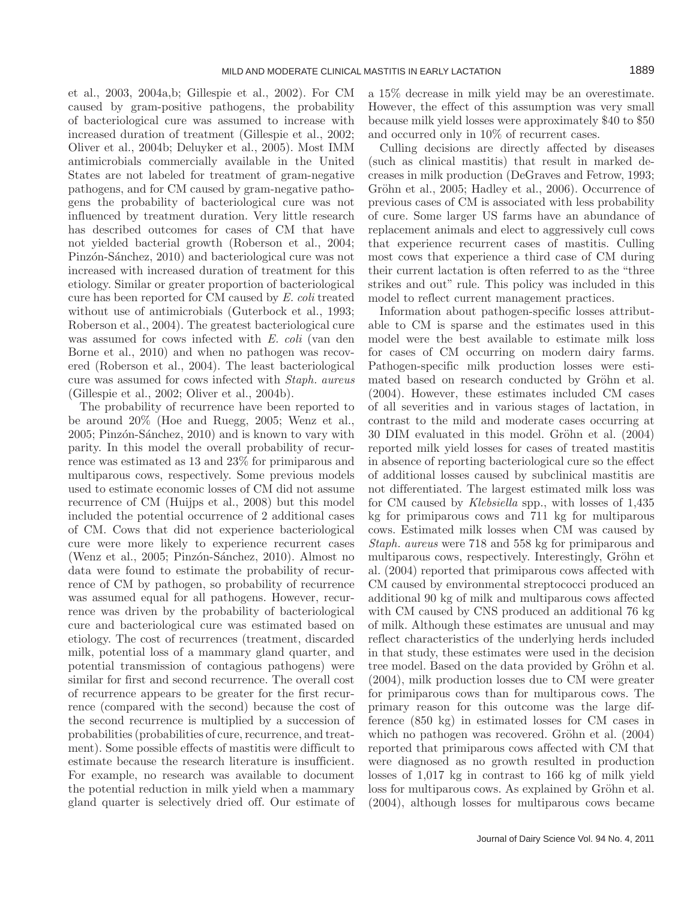et al., 2003, 2004a,b; Gillespie et al., 2002). For CM caused by gram-positive pathogens, the probability of bacteriological cure was assumed to increase with increased duration of treatment (Gillespie et al., 2002; Oliver et al., 2004b; Deluyker et al., 2005). Most IMM antimicrobials commercially available in the United States are not labeled for treatment of gram-negative pathogens, and for CM caused by gram-negative pathogens the probability of bacteriological cure was not influenced by treatment duration. Very little research has described outcomes for cases of CM that have not yielded bacterial growth (Roberson et al., 2004; Pinzón-Sánchez, 2010) and bacteriological cure was not increased with increased duration of treatment for this etiology. Similar or greater proportion of bacteriological cure has been reported for CM caused by *E. coli* treated without use of antimicrobials (Guterbock et al., 1993; Roberson et al., 2004). The greatest bacteriological cure was assumed for cows infected with *E. coli* (van den Borne et al., 2010) and when no pathogen was recovered (Roberson et al., 2004). The least bacteriological cure was assumed for cows infected with *Staph. aureus* (Gillespie et al., 2002; Oliver et al., 2004b).

The probability of recurrence have been reported to be around 20% (Hoe and Ruegg, 2005; Wenz et al., 2005; Pinzón-Sánchez, 2010) and is known to vary with parity. In this model the overall probability of recurrence was estimated as 13 and 23% for primiparous and multiparous cows, respectively. Some previous models used to estimate economic losses of CM did not assume recurrence of CM (Huijps et al., 2008) but this model included the potential occurrence of 2 additional cases of CM. Cows that did not experience bacteriological cure were more likely to experience recurrent cases (Wenz et al., 2005; Pinzón-Sánchez, 2010). Almost no data were found to estimate the probability of recurrence of CM by pathogen, so probability of recurrence was assumed equal for all pathogens. However, recurrence was driven by the probability of bacteriological cure and bacteriological cure was estimated based on etiology. The cost of recurrences (treatment, discarded milk, potential loss of a mammary gland quarter, and potential transmission of contagious pathogens) were similar for first and second recurrence. The overall cost of recurrence appears to be greater for the first recurrence (compared with the second) because the cost of the second recurrence is multiplied by a succession of probabilities (probabilities of cure, recurrence, and treatment). Some possible effects of mastitis were difficult to estimate because the research literature is insufficient. For example, no research was available to document the potential reduction in milk yield when a mammary gland quarter is selectively dried off. Our estimate of a 15% decrease in milk yield may be an overestimate. However, the effect of this assumption was very small because milk yield losses were approximately \$40 to \$50 and occurred only in 10% of recurrent cases.

Culling decisions are directly affected by diseases (such as clinical mastitis) that result in marked decreases in milk production (DeGraves and Fetrow, 1993; Gröhn et al., 2005; Hadley et al., 2006). Occurrence of previous cases of CM is associated with less probability of cure. Some larger US farms have an abundance of replacement animals and elect to aggressively cull cows that experience recurrent cases of mastitis. Culling most cows that experience a third case of CM during their current lactation is often referred to as the "three strikes and out" rule. This policy was included in this model to reflect current management practices.

Information about pathogen-specific losses attributable to CM is sparse and the estimates used in this model were the best available to estimate milk loss for cases of CM occurring on modern dairy farms. Pathogen-specific milk production losses were estimated based on research conducted by Gröhn et al. (2004). However, these estimates included CM cases of all severities and in various stages of lactation, in contrast to the mild and moderate cases occurring at 30 DIM evaluated in this model. Gröhn et al. (2004) reported milk yield losses for cases of treated mastitis in absence of reporting bacteriological cure so the effect of additional losses caused by subclinical mastitis are not differentiated. The largest estimated milk loss was for CM caused by *Klebsiella* spp., with losses of 1,435 kg for primiparous cows and 711 kg for multiparous cows. Estimated milk losses when CM was caused by *Staph. aureus* were 718 and 558 kg for primiparous and multiparous cows, respectively. Interestingly, Gröhn et al. (2004) reported that primiparous cows affected with CM caused by environmental streptococci produced an additional 90 kg of milk and multiparous cows affected with CM caused by CNS produced an additional 76 kg of milk. Although these estimates are unusual and may reflect characteristics of the underlying herds included in that study, these estimates were used in the decision tree model. Based on the data provided by Gröhn et al. (2004), milk production losses due to CM were greater for primiparous cows than for multiparous cows. The primary reason for this outcome was the large difference (850 kg) in estimated losses for CM cases in which no pathogen was recovered. Gröhn et al. (2004) reported that primiparous cows affected with CM that were diagnosed as no growth resulted in production losses of 1,017 kg in contrast to 166 kg of milk yield loss for multiparous cows. As explained by Gröhn et al. (2004), although losses for multiparous cows became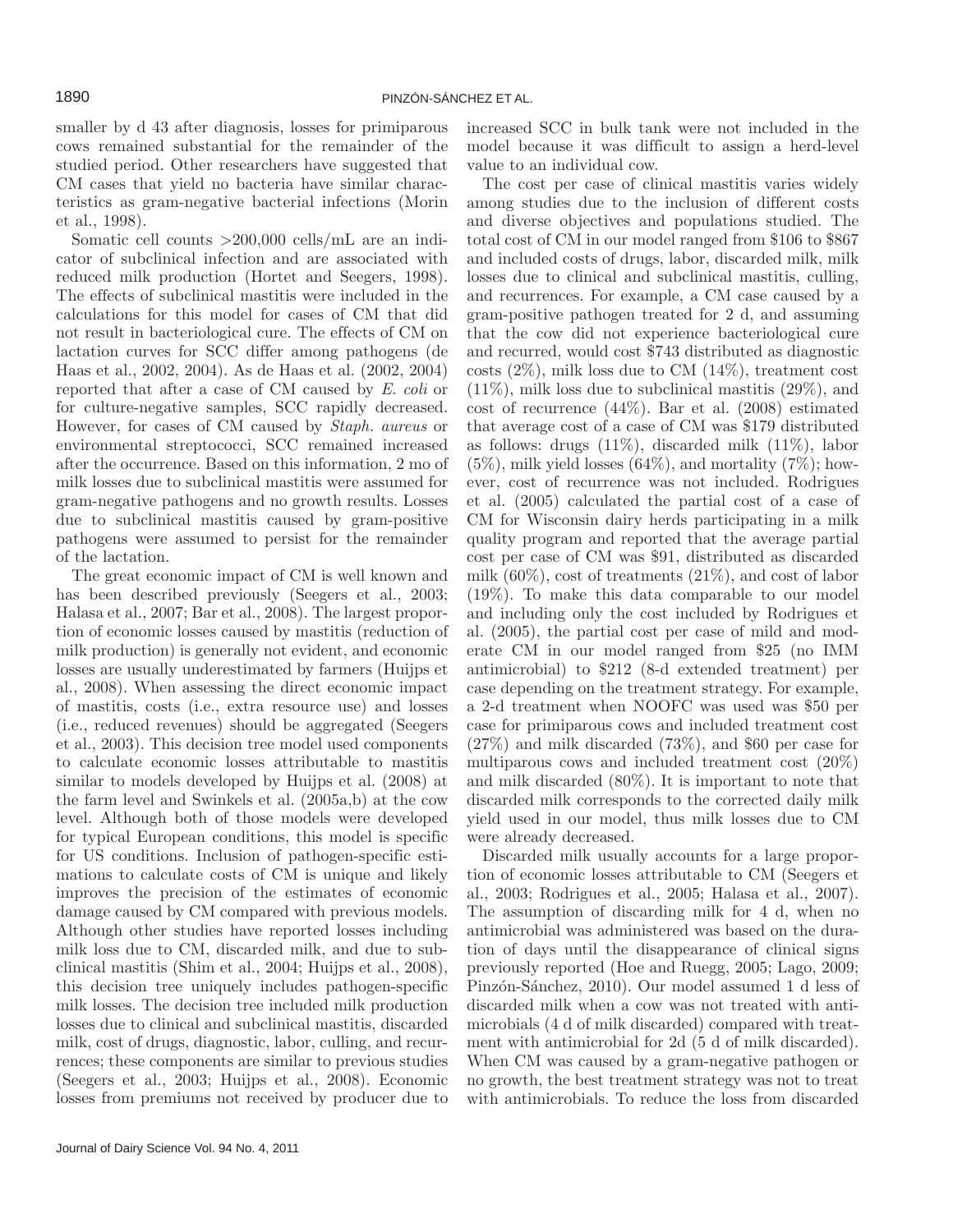smaller by d 43 after diagnosis, losses for primiparous cows remained substantial for the remainder of the studied period. Other researchers have suggested that CM cases that yield no bacteria have similar characteristics as gram-negative bacterial infections (Morin et al., 1998).

Somatic cell counts >200,000 cells/mL are an indicator of subclinical infection and are associated with reduced milk production (Hortet and Seegers, 1998). The effects of subclinical mastitis were included in the calculations for this model for cases of CM that did not result in bacteriological cure. The effects of CM on lactation curves for SCC differ among pathogens (de Haas et al., 2002, 2004). As de Haas et al. (2002, 2004) reported that after a case of CM caused by *E. coli* or for culture-negative samples, SCC rapidly decreased. However, for cases of CM caused by *Staph. aureus* or environmental streptococci, SCC remained increased after the occurrence. Based on this information, 2 mo of milk losses due to subclinical mastitis were assumed for gram-negative pathogens and no growth results. Losses due to subclinical mastitis caused by gram-positive pathogens were assumed to persist for the remainder of the lactation.

The great economic impact of CM is well known and has been described previously (Seegers et al., 2003; Halasa et al., 2007; Bar et al., 2008). The largest proportion of economic losses caused by mastitis (reduction of milk production) is generally not evident, and economic losses are usually underestimated by farmers (Huijps et al., 2008). When assessing the direct economic impact of mastitis, costs (i.e., extra resource use) and losses (i.e., reduced revenues) should be aggregated (Seegers et al., 2003). This decision tree model used components to calculate economic losses attributable to mastitis similar to models developed by Huijps et al. (2008) at the farm level and Swinkels et al. (2005a,b) at the cow level. Although both of those models were developed for typical European conditions, this model is specific for US conditions. Inclusion of pathogen-specific estimations to calculate costs of CM is unique and likely improves the precision of the estimates of economic damage caused by CM compared with previous models. Although other studies have reported losses including milk loss due to CM, discarded milk, and due to subclinical mastitis (Shim et al., 2004; Huijps et al., 2008), this decision tree uniquely includes pathogen-specific milk losses. The decision tree included milk production losses due to clinical and subclinical mastitis, discarded milk, cost of drugs, diagnostic, labor, culling, and recurrences; these components are similar to previous studies (Seegers et al., 2003; Huijps et al., 2008). Economic losses from premiums not received by producer due to increased SCC in bulk tank were not included in the model because it was difficult to assign a herd-level value to an individual cow.

The cost per case of clinical mastitis varies widely among studies due to the inclusion of different costs and diverse objectives and populations studied. The total cost of CM in our model ranged from \$106 to \$867 and included costs of drugs, labor, discarded milk, milk losses due to clinical and subclinical mastitis, culling, and recurrences. For example, a CM case caused by a gram-positive pathogen treated for 2 d, and assuming that the cow did not experience bacteriological cure and recurred, would cost \$743 distributed as diagnostic costs (2%), milk loss due to CM (14%), treatment cost (11%), milk loss due to subclinical mastitis (29%), and cost of recurrence (44%). Bar et al. (2008) estimated that average cost of a case of CM was \$179 distributed as follows: drugs (11%), discarded milk (11%), labor (5%), milk yield losses (64%), and mortality (7%); however, cost of recurrence was not included. Rodrigues et al. (2005) calculated the partial cost of a case of CM for Wisconsin dairy herds participating in a milk quality program and reported that the average partial cost per case of CM was \$91, distributed as discarded milk (60%), cost of treatments (21%), and cost of labor (19%). To make this data comparable to our model and including only the cost included by Rodrigues et al. (2005), the partial cost per case of mild and moderate CM in our model ranged from \$25 (no IMM antimicrobial) to \$212 (8-d extended treatment) per case depending on the treatment strategy. For example, a 2-d treatment when NOOFC was used was \$50 per case for primiparous cows and included treatment cost (27%) and milk discarded (73%), and \$60 per case for multiparous cows and included treatment cost (20%) and milk discarded (80%). It is important to note that discarded milk corresponds to the corrected daily milk yield used in our model, thus milk losses due to CM were already decreased.

Discarded milk usually accounts for a large proportion of economic losses attributable to CM (Seegers et al., 2003; Rodrigues et al., 2005; Halasa et al., 2007). The assumption of discarding milk for 4 d, when no antimicrobial was administered was based on the duration of days until the disappearance of clinical signs previously reported (Hoe and Ruegg, 2005; Lago, 2009; Pinzón-Sánchez, 2010). Our model assumed 1 d less of discarded milk when a cow was not treated with antimicrobials (4 d of milk discarded) compared with treatment with antimicrobial for 2d (5 d of milk discarded). When CM was caused by a gram-negative pathogen or no growth, the best treatment strategy was not to treat with antimicrobials. To reduce the loss from discarded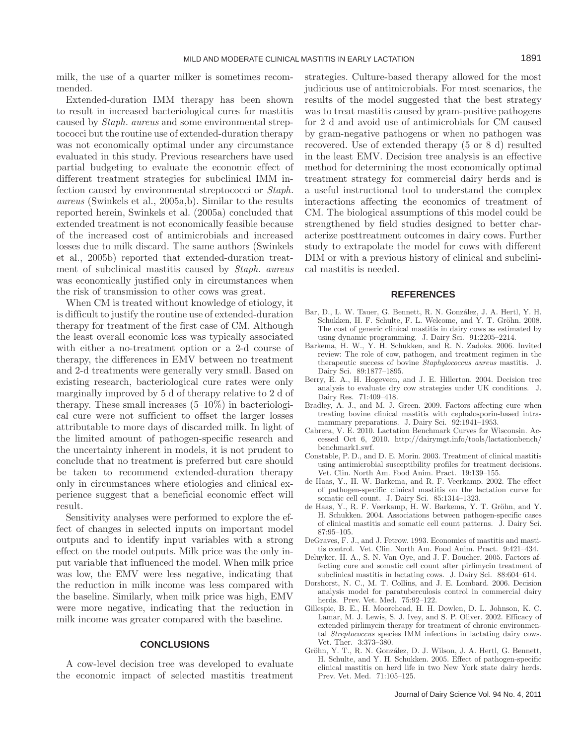milk, the use of a quarter milker is sometimes recommended.

Extended-duration IMM therapy has been shown to result in increased bacteriological cures for mastitis caused by *Staph. aureus* and some environmental streptococci but the routine use of extended-duration therapy was not economically optimal under any circumstance evaluated in this study. Previous researchers have used partial budgeting to evaluate the economic effect of different treatment strategies for subclinical IMM infection caused by environmental streptococci or *Staph. aureus* (Swinkels et al., 2005a,b). Similar to the results reported herein, Swinkels et al. (2005a) concluded that extended treatment is not economically feasible because of the increased cost of antimicrobials and increased losses due to milk discard. The same authors (Swinkels et al., 2005b) reported that extended-duration treatment of subclinical mastitis caused by *Staph. aureus* was economically justified only in circumstances when the risk of transmission to other cows was great.

When CM is treated without knowledge of etiology, it is difficult to justify the routine use of extended-duration therapy for treatment of the first case of CM. Although the least overall economic loss was typically associated with either a no-treatment option or a 2-d course of therapy, the differences in EMV between no treatment and 2-d treatments were generally very small. Based on existing research, bacteriological cure rates were only marginally improved by 5 d of therapy relative to 2 d of therapy. These small increases (5–10%) in bacteriological cure were not sufficient to offset the larger losses attributable to more days of discarded milk. In light of the limited amount of pathogen-specific research and the uncertainty inherent in models, it is not prudent to conclude that no treatment is preferred but care should be taken to recommend extended-duration therapy only in circumstances where etiologies and clinical experience suggest that a beneficial economic effect will result.

Sensitivity analyses were performed to explore the effect of changes in selected inputs on important model outputs and to identify input variables with a strong effect on the model outputs. Milk price was the only input variable that influenced the model. When milk price was low, the EMV were less negative, indicating that the reduction in milk income was less compared with the baseline. Similarly, when milk price was high, EMV were more negative, indicating that the reduction in milk income was greater compared with the baseline.

## CONCLUSIONS

A cow-level decision tree was developed to evaluate the economic impact of selected mastitis treatment strategies. Culture-based therapy allowed for the most judicious use of antimicrobials. For most scenarios, the results of the model suggested that the best strategy was to treat mastitis caused by gram-positive pathogens for 2 d and avoid use of antimicrobials for CM caused by gram-negative pathogens or when no pathogen was recovered. Use of extended therapy (5 or 8 d) resulted in the least EMV. Decision tree analysis is an effective method for determining the most economically optimal treatment strategy for commercial dairy herds and is a useful instructional tool to understand the complex interactions affecting the economics of treatment of CM. The biological assumptions of this model could be strengthened by field studies designed to better characterize posttreatment outcomes in dairy cows. Further study to extrapolate the model for cows with different DIM or with a previous history of clinical and subclinical mastitis is needed.

## REFERENCES

Bar, D., L. W. Tauer, G. Bennett, R. N. González, J. A. Hertl, Y. H. Schukken, H. F. Schulte, F. L. Welcome, and Y. T. Gröhn. 2008. The cost of generic clinical mastitis in dairy cows as estimated by using dynamic programming. J. Dairy Sci. 91:2205–2214.

Barkema, H. W., Y. H. Schukken, and R. N. Zadoks. 2006. Invited review: The role of cow, pathogen, and treatment regimen in the therapeutic success of bovine *Staphylococcus aureus* mastitis. J. Dairy Sci. 89:1877–1895.

Berry, E. A., H. Hogeveen, and J. E. Hillerton. 2004. Decision tree analysis to evaluate dry cow strategies under UK conditions. J. Dairy Res. 71:409–418.

Bradley, A. J., and M. J. Green. 2009. Factors affecting cure when treating bovine clinical mastitis with cephalosporin-based intramammary preparations. J. Dairy Sci. 92:1941–1953.

Cabrera, V. E. 2010. Lactation Benchmark Curves for Wisconsin. Accessed Oct 6, 2010. http://dairymgt.info/tools/lactationbench/benchmark1.swf.

Constable, P. D., and D. E. Morin. 2003. Treatment of clinical mastitis using antimicrobial susceptibility profiles for treatment decisions. Vet. Clin. North Am. Food Anim. Pract. 19:139–155.

de Haas, Y., H. W. Barkema, and R. F. Veerkamp. 2002. The effect of pathogen-specific clinical mastitis on the lactation curve for somatic cell count. J. Dairy Sci. 85:1314–1323.

de Haas, Y., R. F. Veerkamp, H. W. Barkema, Y. T. Gröhn, and Y. H. Schukken. 2004. Associations between pathogen-specific cases of clinical mastitis and somatic cell count patterns. J. Dairy Sci. 87:95–105.

DeGraves, F. J., and J. Fetrow. 1993. Economics of mastitis and mastitis control. Vet. Clin. North Am. Food Anim. Pract. 9:421–434.

Deluyker, H. A., S. N. Van Oye, and J. F. Boucher. 2005. Factors affecting cure and somatic cell count after pirlimycin treatment of subclinical mastitis in lactating cows. J. Dairy Sci. 88:604–614.

Dorshorst, N. C., M. T. Collins, and J. E. Lombard. 2006. Decision analysis model for paratuberculosis control in commercial dairy herds. Prev. Vet. Med. 75:92–122.

Gillespie, B. E., H. Moorehead, H. H. Dowlen, D. L. Johnson, K. C. Lamar, M. J. Lewis, S. J. Ivey, and S. P. Oliver. 2002. Efficacy of extended pirlimycin therapy for treatment of chronic environmental *Streptococcus* species IMM infections in lactating dairy cows. Vet. Ther. 3:373–380.

Gröhn, Y. T., R. N. González, D. J. Wilson, J. A. Hertl, G. Bennett, H. Schulte, and Y. H. Schukken. 2005. Effect of pathogen-specific clinical mastitis on herd life in two New York state dairy herds. Prev. Vet. Med. 71:105–125.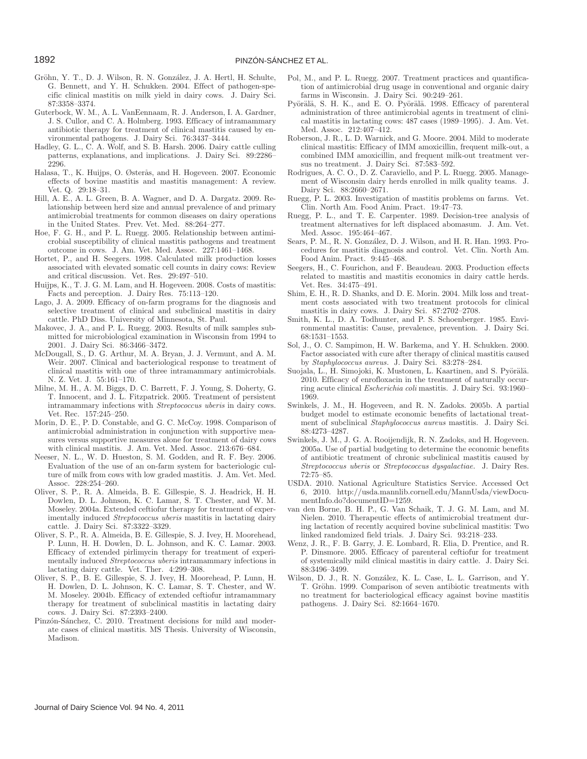Gröhn, Y. T., D. J. Wilson, R. N. González, J. A. Hertl, H. Schulte, G. Bennett, and Y. H. Schukken. 2004. Effect of pathogen-specific clinical mastitis on milk yield in dairy cows. J. Dairy Sci. 87:3358–3374.

Guterbock, W. M., A. L. VanEennaam, R. J. Anderson, I. A. Gardner, J. S. Cullor, and C. A. Holmberg. 1993. Efficacy of intramammary antibiotic therapy for treatment of clinical mastitis caused by environmental pathogens. J. Dairy Sci. 76:3437–3444.

Hadley, G. L., C. A. Wolf, and S. B. Harsh. 2006. Dairy cattle culling patterns, explanations, and implications. J. Dairy Sci. 89:2286–2296.

Halasa, T., K. Huijps, O. Østerås, and H. Hogeveen. 2007. Economic effects of bovine mastitis and mastitis management: A review. Vet. Q. 29:18–31.

Hill, A. E., A. L. Green, B. A. Wagner, and D. A. Dargatz. 2009. Relationship between herd size and annual prevalence of and primary antimicrobial treatments for common diseases on dairy operations in the United States. Prev. Vet. Med. 88:264–277.

Hoe, F. G. H., and P. L. Ruegg. 2005. Relationship between antimicrobial susceptibility of clinical mastitis pathogens and treatment outcome in cows. J. Am. Vet. Med. Assoc. 227:1461–1468.

Hortet, P., and H. Seegers. 1998. Calculated milk production losses associated with elevated somatic cell counts in dairy cows: Review and critical discussion. Vet. Res. 29:497–510.

Huijps, K., T. J. G. M. Lam, and H. Hogeveen. 2008. Costs of mastitis: Facts and perception. J. Dairy Res. 75:113–120.

Lago, J. A. 2009. Efficacy of on-farm programs for the diagnosis and selective treatment of clinical and subclinical mastitis in dairy cattle. PhD Diss. University of Minnesota, St. Paul.

Makovec, J. A., and P. L. Ruegg. 2003. Results of milk samples submitted for microbiological examination in Wisconsin from 1994 to 2001. J. Dairy Sci. 86:3466–3472.

McDougall, S., D. G. Arthur, M. A. Bryan, J. J. Vermunt, and A. M. Weir. 2007. Clinical and bacteriological response to treatment of clinical mastitis with one of three intramammary antimicrobials. N. Z. Vet. J. 55:161–170.

Milne, M. H., A. M. Biggs, D. C. Barrett, F. J. Young, S. Doherty, G. T. Innocent, and J. L. Fitzpatrick. 2005. Treatment of persistent intramammary infections with *Streptococcus uberis* in dairy cows. Vet. Rec. 157:245–250.

Morin, D. E., P. D. Constable, and G. C. McCoy. 1998. Comparison of antimicrobial administration in conjunction with supportive measures versus supportive measures alone for treatment of dairy cows with clinical mastitis. J. Am. Vet. Med. Assoc. 213:676–684.

Neeser, N. L., W. D. Hueston, S. M. Godden, and R. F. Bey. 2006. Evaluation of the use of an on-farm system for bacteriologic culture of milk from cows with low graded mastitis. J. Am. Vet. Med. Assoc. 228:254–260.

Oliver, S. P., R. A. Almeida, B. E. Gillespie, S. J. Headrick, H. H. Dowlen, D. L. Johnson, K. C. Lamar, S. T. Chester, and W. M. Moseley. 2004a. Extended ceftiofur therapy for treatment of experimentally induced *Streptococcus uberis* mastitis in lactating dairy cattle. J. Dairy Sci. 87:3322–3329.

Oliver, S. P., R. A. Almeida, B. E. Gillespie, S. J. Ivey, H. Moorehead, P. Lunn, H. H. Dowlen, D. L. Johnson, and K. C. Lamar. 2003. Efficacy of extended pirlimycin therapy for treatment of experimentally induced *Streptococcus uberis* intramammary infections in lactating dairy cattle. Vet. Ther. 4:299–308.

Oliver, S. P., B. E. Gillespie, S. J. Ivey, H. Moorehead, P. Lunn, H. H. Dowlen, D. L. Johnson, K. C. Lamar, S. T. Chester, and W. M. Moseley. 2004b. Efficacy of extended ceftiofur intramammary therapy for treatment of subclinical mastitis in lactating dairy cows. J. Dairy Sci. 87:2393–2400.

Pinzón-Sánchez, C. 2010. Treatment decisions for mild and moderate cases of clinical mastitis. MS Thesis. University of Wisconsin, Madison.

Pol, M., and P. L. Ruegg. 2007. Treatment practices and quantification of antimicrobial drug usage in conventional and organic dairy farms in Wisconsin. J. Dairy Sci. 90:249–261.

Pyörälä, S. H. K., and E. O. Pyörälä. 1998. Efficacy of parenteral administration of three antimicrobial agents in treatment of clinical mastitis in lactating cows: 487 cases (1989–1995). J. Am. Vet. Med. Assoc. 212:407–412.

Roberson, J. R., L. D. Warnick, and G. Moore. 2004. Mild to moderate clinical mastitis: Efficacy of IMM amoxicillin, frequent milk-out, a combined IMM amoxicillin, and frequent milk-out treatment versus no treatment. J. Dairy Sci. 87:583–592.

Rodrigues, A. C. O., D. Z. Caraviello, and P. L. Ruegg. 2005. Management of Wisconsin dairy herds enrolled in milk quality teams. J. Dairy Sci. 88:2660–2671.

Ruegg, P. L. 2003. Investigation of mastitis problems on farms. Vet. Clin. North Am. Food Anim. Pract. 19:47–73.

Ruegg, P. L., and T. E. Carpenter. 1989. Decision-tree analysis of treatment alternatives for left displaced abomasum. J. Am. Vet. Med. Assoc. 195:464–467.

Sears, P. M., R. N. González, D. J. Wilson, and H. R. Han. 1993. Procedures for mastitis diagnosis and control. Vet. Clin. North Am. Food Anim. Pract. 9:445–468.

Seegers, H., C. Fourichon, and F. Beaudeau. 2003. Production effects related to mastitis and mastitis economics in dairy cattle herds. Vet. Res. 34:475–491.

Shim, E. H., R. D. Shanks, and D. E. Morin. 2004. Milk loss and treatment costs associated with two treatment protocols for clinical mastitis in dairy cows. J. Dairy Sci. 87:2702–2708.

Smith, K. L., D. A. Todhunter, and P. S. Schoenberger. 1985. Environmental mastitis: Cause, prevalence, prevention. J. Dairy Sci. 68:1531–1553.

Sol, J., O. C. Sampimon, H. W. Barkema, and Y. H. Schukken. 2000. Factor associated with cure after therapy of clinical mastitis caused by *Staphylococcus aureus*. J. Dairy Sci. 83:278–284.

Suojala, L., H. Simojoki, K. Mustonen, L. Kaartinen, and S. Pyörälä. 2010. Efficacy of enrofloxacin in the treatment of naturally occurring acute clinical *Escherichia coli* mastitis. J. Dairy Sci. 93:1960–1969.

Swinkels, J. M., H. Hogeveen, and R. N. Zadoks. 2005b. A partial budget model to estimate economic benefits of lactational treatment of subclinical *Staphylococcus aureus* mastitis. J. Dairy Sci. 88:4273–4287.

Swinkels, J. M., J. G. A. Rooijendijk, R. N. Zadoks, and H. Hogeveen. 2005a. Use of partial budgeting to determine the economic benefits of antibiotic treatment of chronic subclinical mastitis caused by *Streptococcus uberis* or *Streptococcus dysgalactiae*. J. Dairy Res. 72:75–85.

USDA. 2010. National Agriculture Statistics Service. Accessed Oct 6, 2010. http://usda.mannlib.cornell.edu/MannUsda/viewDocumentInfo.do?documentID=1259.

van den Borne, B. H. P., G. Van Schaik, T. J. G. M. Lam, and M. Nielen. 2010. Therapeutic effects of antimicrobial treatment during lactation of recently acquired bovine subclinical mastitis: Two linked randomized field trials. J. Dairy Sci. 93:218–233.

Wenz, J. R., F. B. Garry, J. E. Lombard, R. Elia, D. Prentice, and R. P. Dinsmore. 2005. Efficacy of parenteral ceftiofur for treatment of systemically mild clinical mastitis in dairy cattle. J. Dairy Sci. 88:3496–3499.

Wilson, D. J., R. N. González, K. L. Case, L. L. Garrison, and Y. T. Gröhn. 1999. Comparison of seven antibiotic treatments with no treatment for bacteriological efficacy against bovine mastitis pathogens. J. Dairy Sci. 82:1664–1670.